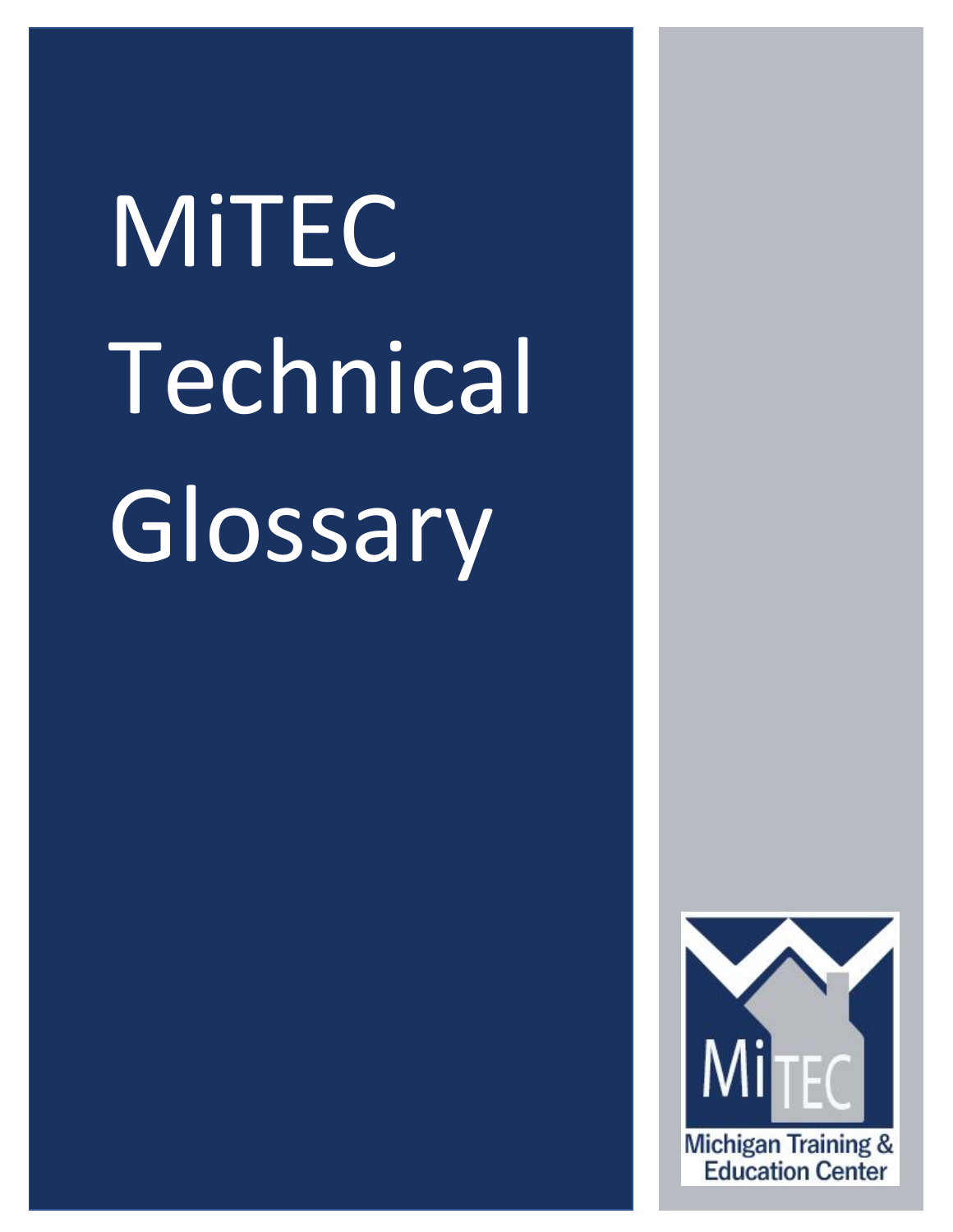# MiTEC Technical Glossary

MiTEC

Michigan Training & Education Center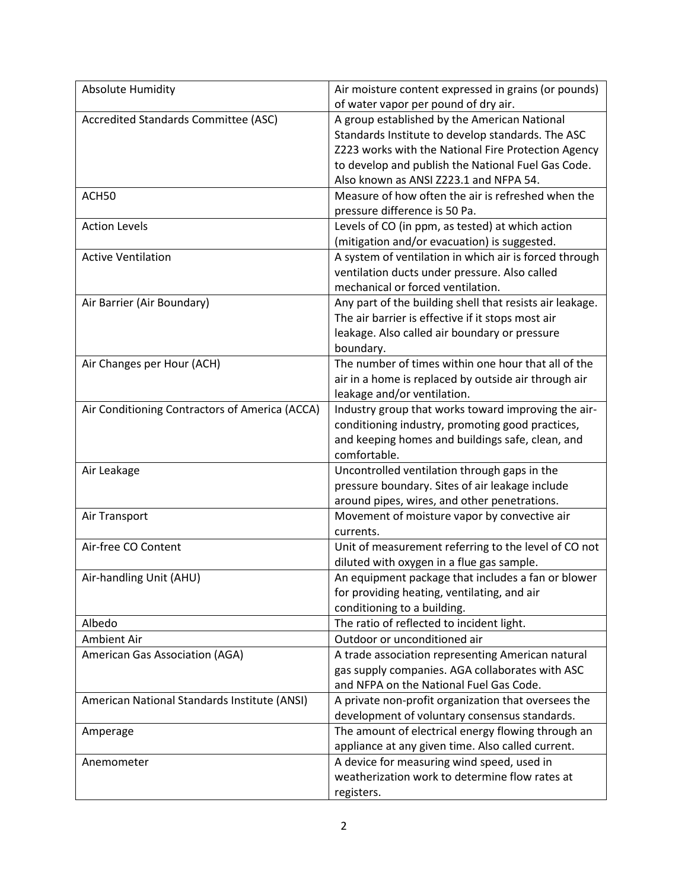| Absolute Humidity | Air moisture content expressed in grains (or pounds) of water vapor per pound of dry air. |
|---|---|
| Accredited Standards Committee (ASC) | A group established by the American National Standards Institute to develop standards. The ASC Z223 works with the National Fire Protection Agency to develop and publish the National Fuel Gas Code. Also known as ANSI Z223.1 and NFPA 54. |
| ACH50 | Measure of how often the air is refreshed when the pressure difference is 50 Pa. |
| Action Levels | Levels of CO (in ppm, as tested) at which action (mitigation and/or evacuation) is suggested. |
| Active Ventilation | A system of ventilation in which air is forced through ventilation ducts under pressure. Also called mechanical or forced ventilation. |
| Air Barrier (Air Boundary) | Any part of the building shell that resists air leakage. The air barrier is effective if it stops most air leakage. Also called air boundary or pressure boundary. |
| Air Changes per Hour (ACH) | The number of times within one hour that all of the air in a home is replaced by outside air through air leakage and/or ventilation. |
| Air Conditioning Contractors of America (ACCA) | Industry group that works toward improving the air-conditioning industry, promoting good practices, and keeping homes and buildings safe, clean, and comfortable. |
| Air Leakage | Uncontrolled ventilation through gaps in the pressure boundary. Sites of air leakage include around pipes, wires, and other penetrations. |
| Air Transport | Movement of moisture vapor by convective air currents. |
| Air-free CO Content | Unit of measurement referring to the level of CO not diluted with oxygen in a flue gas sample. |
| Air-handling Unit (AHU) | An equipment package that includes a fan or blower for providing heating, ventilating, and air conditioning to a building. |
| Albedo | The ratio of reflected to incident light. |
| Ambient Air | Outdoor or unconditioned air |
| American Gas Association (AGA) | A trade association representing American natural gas supply companies. AGA collaborates with ASC and NFPA on the National Fuel Gas Code. |
| American National Standards Institute (ANSI) | A private non-profit organization that oversees the development of voluntary consensus standards. |
| Amperage | The amount of electrical energy flowing through an appliance at any given time. Also called current. |
| Anemometer | A device for measuring wind speed, used in weatherization work to determine flow rates at registers. |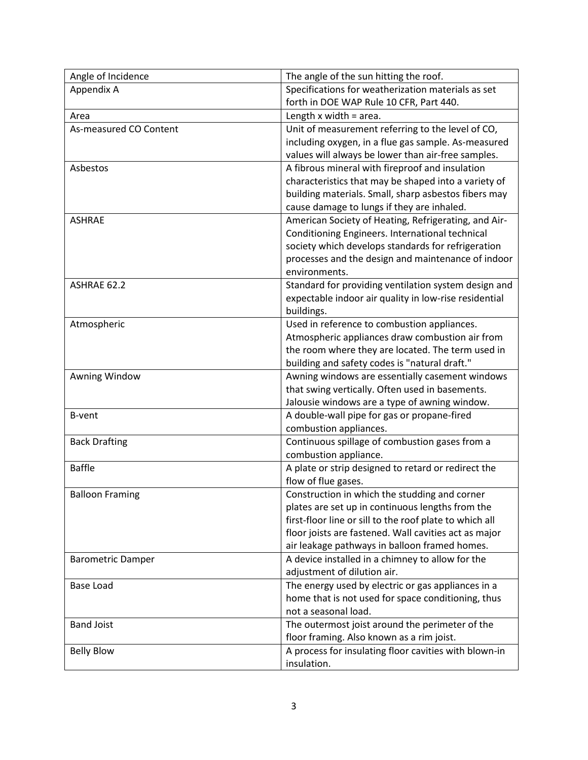| Angle of Incidence | The angle of the sun hitting the roof. |
|---|---|
| Appendix A | Specifications for weatherization materials as set forth in DOE WAP Rule 10 CFR, Part 440. |
| Area | Length x width = area. |
| As-measured CO Content | Unit of measurement referring to the level of CO, including oxygen, in a flue gas sample. As-measured values will always be lower than air-free samples. |
| Asbestos | A fibrous mineral with fireproof and insulation characteristics that may be shaped into a variety of building materials. Small, sharp asbestos fibers may cause damage to lungs if they are inhaled. |
| ASHRAE | American Society of Heating, Refrigerating, and Air-Conditioning Engineers. International technical society which develops standards for refrigeration processes and the design and maintenance of indoor environments. |
| ASHRAE 62.2 | Standard for providing ventilation system design and expectable indoor air quality in low-rise residential buildings. |
| Atmospheric | Used in reference to combustion appliances. Atmospheric appliances draw combustion air from the room where they are located. The term used in building and safety codes is "natural draft." |
| Awning Window | Awning windows are essentially casement windows that swing vertically. Often used in basements. Jalousie windows are a type of awning window. |
| B-vent | A double-wall pipe for gas or propane-fired combustion appliances. |
| Back Drafting | Continuous spillage of combustion gases from a combustion appliance. |
| Baffle | A plate or strip designed to retard or redirect the flow of flue gases. |
| Balloon Framing | Construction in which the studding and corner plates are set up in continuous lengths from the first-floor line or sill to the roof plate to which all floor joists are fastened. Wall cavities act as major air leakage pathways in balloon framed homes. |
| Barometric Damper | A device installed in a chimney to allow for the adjustment of dilution air. |
| Base Load | The energy used by electric or gas appliances in a home that is not used for space conditioning, thus not a seasonal load. |
| Band Joist | The outermost joist around the perimeter of the floor framing. Also known as a rim joist. |
| Belly Blow | A process for insulating floor cavities with blown-in insulation. |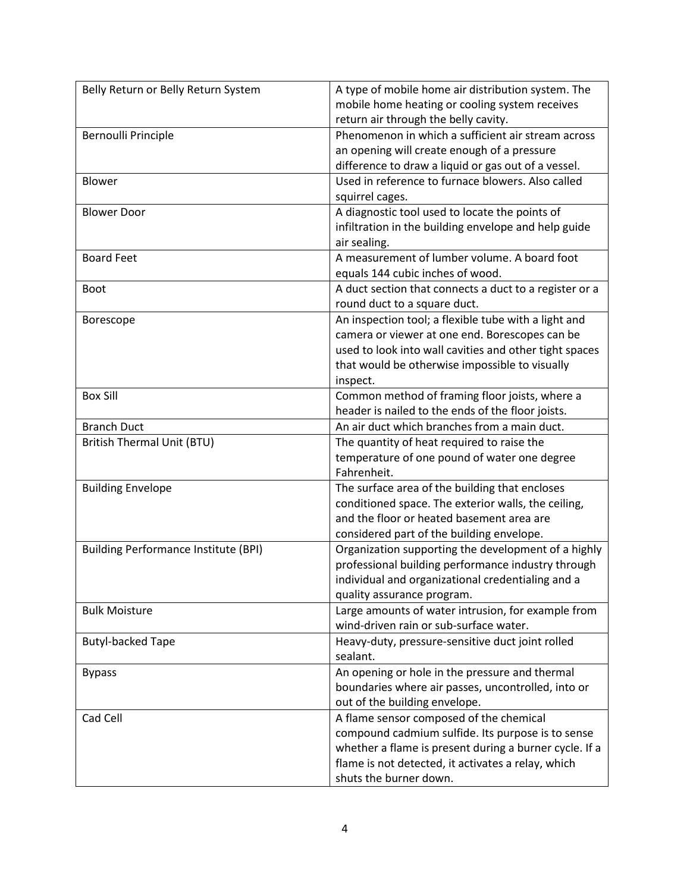| Belly Return or Belly Return System | A type of mobile home air distribution system. The mobile home heating or cooling system receives return air through the belly cavity. |
|---|---|
| Bernoulli Principle | Phenomenon in which a sufficient air stream across an opening will create enough of a pressure difference to draw a liquid or gas out of a vessel. |
| Blower | Used in reference to furnace blowers. Also called squirrel cages. |
| Blower Door | A diagnostic tool used to locate the points of infiltration in the building envelope and help guide air sealing. |
| Board Feet | A measurement of lumber volume. A board foot equals 144 cubic inches of wood. |
| Boot | A duct section that connects a duct to a register or a round duct to a square duct. |
| Borescope | An inspection tool; a flexible tube with a light and camera or viewer at one end. Borescopes can be used to look into wall cavities and other tight spaces that would be otherwise impossible to visually inspect. |
| Box Sill | Common method of framing floor joists, where a header is nailed to the ends of the floor joists. |
| Branch Duct | An air duct which branches from a main duct. |
| British Thermal Unit (BTU) | The quantity of heat required to raise the temperature of one pound of water one degree Fahrenheit. |
| Building Envelope | The surface area of the building that encloses conditioned space. The exterior walls, the ceiling, and the floor or heated basement area are considered part of the building envelope. |
| Building Performance Institute (BPI) | Organization supporting the development of a highly professional building performance industry through individual and organizational credentialing and a quality assurance program. |
| Bulk Moisture | Large amounts of water intrusion, for example from wind-driven rain or sub-surface water. |
| Butyl-backed Tape | Heavy-duty, pressure-sensitive duct joint rolled sealant. |
| Bypass | An opening or hole in the pressure and thermal boundaries where air passes, uncontrolled, into or out of the building envelope. |
| Cad Cell | A flame sensor composed of the chemical compound cadmium sulfide. Its purpose is to sense whether a flame is present during burner cycle. If a flame is not detected, it activates a relay, which shuts the burner down. |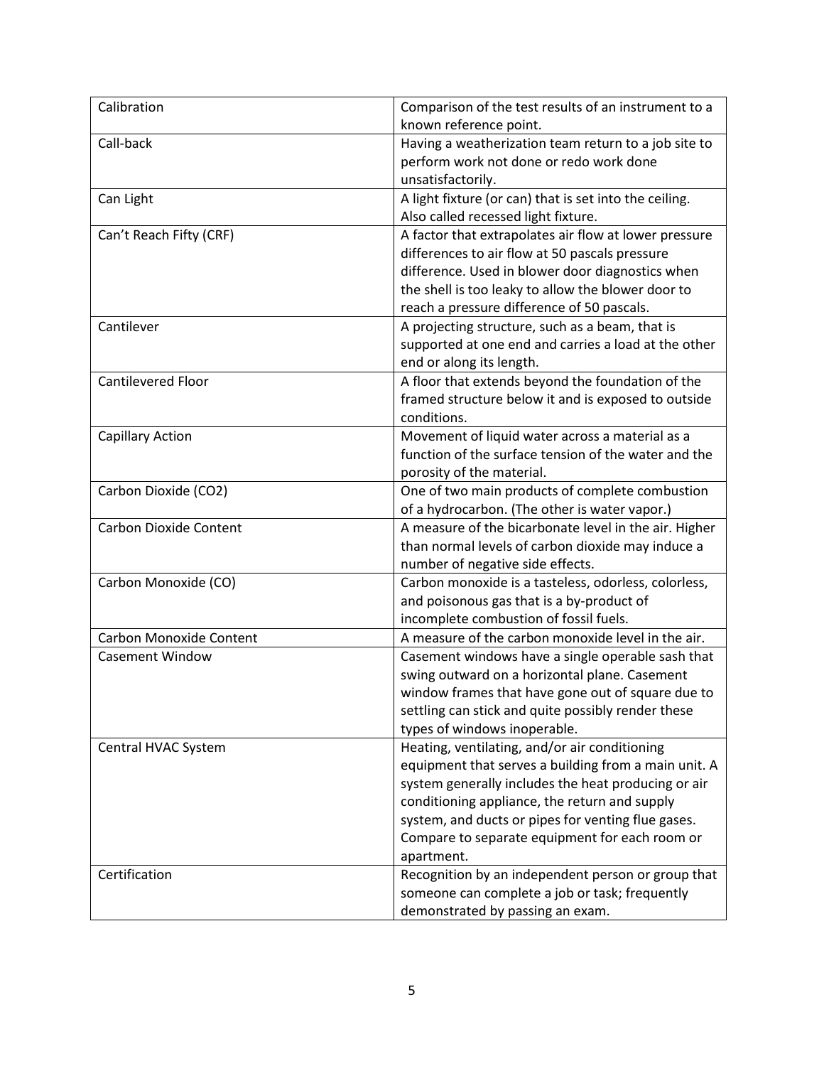| Calibration | Comparison of the test results of an instrument to a known reference point. |
|---|---|
| Call-back | Having a weatherization team return to a job site to perform work not done or redo work done unsatisfactorily. |
| Can Light | A light fixture (or can) that is set into the ceiling. Also called recessed light fixture. |
| Can't Reach Fifty (CRF) | A factor that extrapolates air flow at lower pressure differences to air flow at 50 pascals pressure difference. Used in blower door diagnostics when the shell is too leaky to allow the blower door to reach a pressure difference of 50 pascals. |
| Cantilever | A projecting structure, such as a beam, that is supported at one end and carries a load at the other end or along its length. |
| Cantilevered Floor | A floor that extends beyond the foundation of the framed structure below it and is exposed to outside conditions. |
| Capillary Action | Movement of liquid water across a material as a function of the surface tension of the water and the porosity of the material. |
| Carbon Dioxide ($CO_2$) | One of two main products of complete combustion of a hydrocarbon. (The other is water vapor.) |
| Carbon Dioxide Content | A measure of the bicarbonate level in the air. Higher than normal levels of carbon dioxide may induce a number of negative side effects. |
| Carbon Monoxide (CO) | Carbon monoxide is a tasteless, odorless, colorless, and poisonous gas that is a by-product of incomplete combustion of fossil fuels. |
| Carbon Monoxide Content | A measure of the carbon monoxide level in the air. |
| Casement Window | Casement windows have a single operable sash that swing outward on a horizontal plane. Casement window frames that have gone out of square due to settling can stick and quite possibly render these types of windows inoperable. |
| Central HVAC System | Heating, ventilating, and/or air conditioning equipment that serves a building from a main unit. A system generally includes the heat producing or air conditioning appliance, the return and supply system, and ducts or pipes for venting flue gases. Compare to separate equipment for each room or apartment. |
| Certification | Recognition by an independent person or group that someone can complete a job or task; frequently demonstrated by passing an exam. |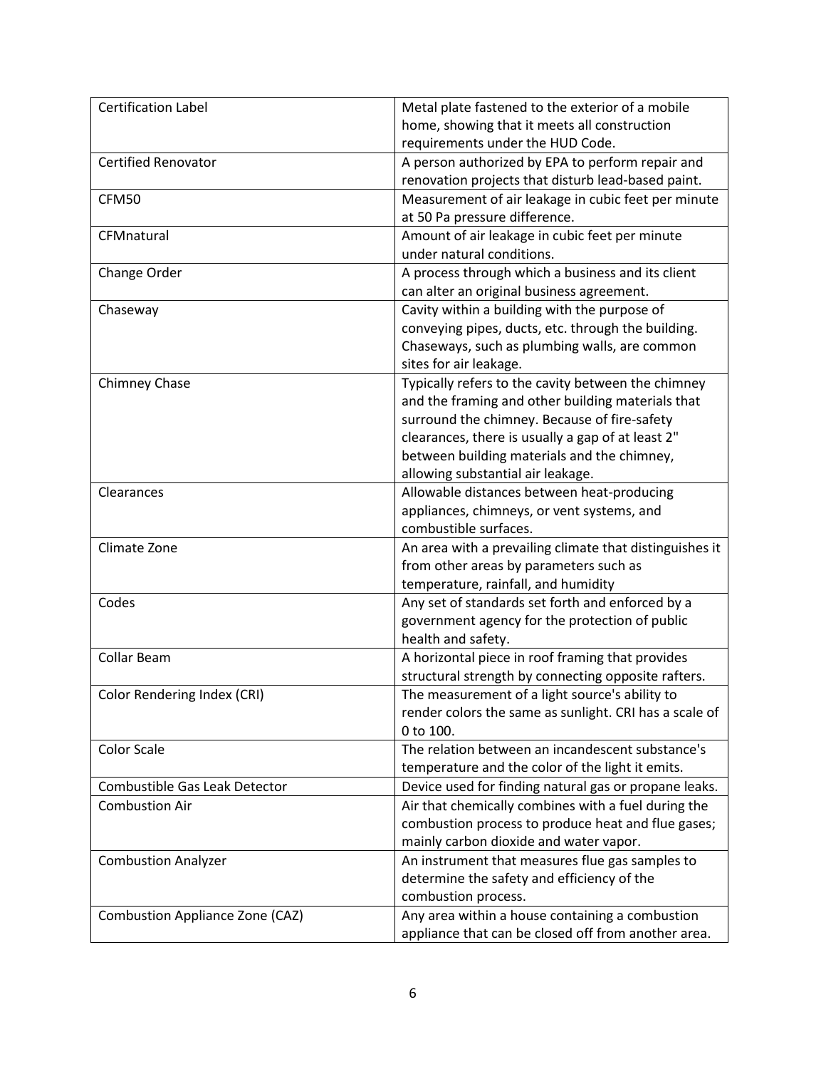| Certification Label | Metal plate fastened to the exterior of a mobile home, showing that it meets all construction requirements under the HUD Code. |
|---|---|
| Certified Renovator | A person authorized by EPA to perform repair and renovation projects that disturb lead-based paint. |
| CFM50 | Measurement of air leakage in cubic feet per minute at 50 Pa pressure difference. |
| CFMnatural | Amount of air leakage in cubic feet per minute under natural conditions. |
| Change Order | A process through which a business and its client can alter an original business agreement. |
| Chaseway | Cavity within a building with the purpose of conveying pipes, ducts, etc. through the building. Chaseways, such as plumbing walls, are common sites for air leakage. |
| Chimney Chase | Typically refers to the cavity between the chimney and the framing and other building materials that surround the chimney. Because of fire-safety clearances, there is usually a gap of at least 2" between building materials and the chimney, allowing substantial air leakage. |
| Clearances | Allowable distances between heat-producing appliances, chimneys, or vent systems, and combustible surfaces. |
| Climate Zone | An area with a prevailing climate that distinguishes it from other areas by parameters such as temperature, rainfall, and humidity |
| Codes | Any set of standards set forth and enforced by a government agency for the protection of public health and safety. |
| Collar Beam | A horizontal piece in roof framing that provides structural strength by connecting opposite rafters. |
| Color Rendering Index (CRI) | The measurement of a light source's ability to render colors the same as sunlight. CRI has a scale of 0 to 100. |
| Color Scale | The relation between an incandescent substance's temperature and the color of the light it emits. |
| Combustible Gas Leak Detector | Device used for finding natural gas or propane leaks. |
| Combustion Air | Air that chemically combines with a fuel during the combustion process to produce heat and flue gases; mainly carbon dioxide and water vapor. |
| Combustion Analyzer | An instrument that measures flue gas samples to determine the safety and efficiency of the combustion process. |
| Combustion Appliance Zone (CAZ) | Any area within a house containing a combustion appliance that can be closed off from another area. |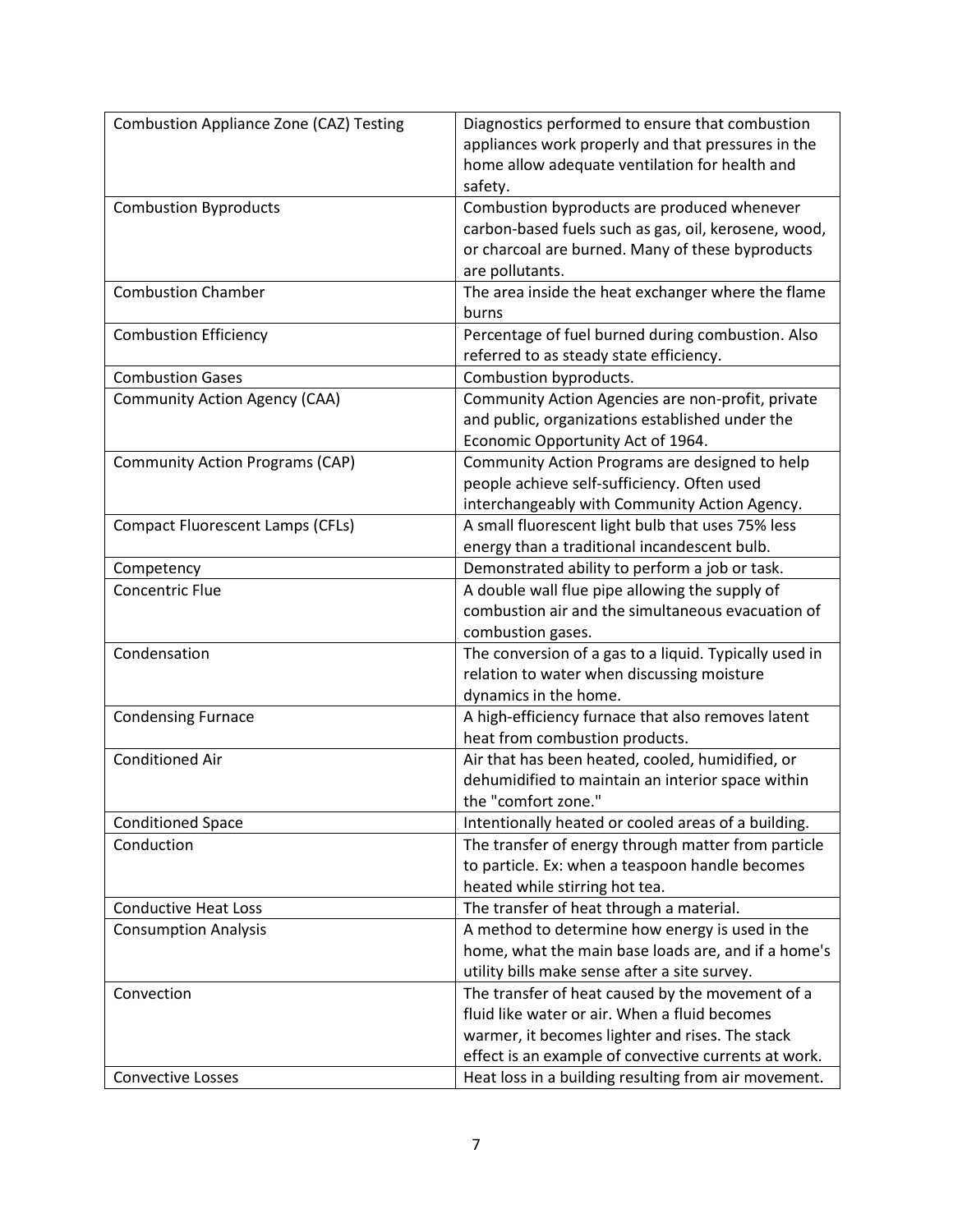| Combustion Appliance Zone (CAZ) Testing | Diagnostics performed to ensure that combustion appliances work properly and that pressures in the home allow adequate ventilation for health and safety. |
|---|---|
| Combustion Byproducts | Combustion byproducts are produced whenever carbon-based fuels such as gas, oil, kerosene, wood, or charcoal are burned. Many of these byproducts are pollutants. |
| Combustion Chamber | The area inside the heat exchanger where the flame burns |
| Combustion Efficiency | Percentage of fuel burned during combustion. Also referred to as steady state efficiency. |
| Combustion Gases | Combustion byproducts. |
| Community Action Agency (CAA) | Community Action Agencies are non-profit, private and public, organizations established under the Economic Opportunity Act of 1964. |
| Community Action Programs (CAP) | Community Action Programs are designed to help people achieve self-sufficiency. Often used interchangeably with Community Action Agency. |
| Compact Fluorescent Lamps (CFLs) | A small fluorescent light bulb that uses 75% less energy than a traditional incandescent bulb. |
| Competency | Demonstrated ability to perform a job or task. |
| Concentric Flue | A double wall flue pipe allowing the supply of combustion air and the simultaneous evacuation of combustion gases. |
| Condensation | The conversion of a gas to a liquid. Typically used in relation to water when discussing moisture dynamics in the home. |
| Condensing Furnace | A high-efficiency furnace that also removes latent heat from combustion products. |
| Conditioned Air | Air that has been heated, cooled, humidified, or dehumidified to maintain an interior space within the "comfort zone." |
| Conditioned Space | Intentionally heated or cooled areas of a building. |
| Conduction | The transfer of energy through matter from particle to particle. Ex: when a teaspoon handle becomes heated while stirring hot tea. |
| Conductive Heat Loss | The transfer of heat through a material. |
| Consumption Analysis | A method to determine how energy is used in the home, what the main base loads are, and if a home's utility bills make sense after a site survey. |
| Convection | The transfer of heat caused by the movement of a fluid like water or air. When a fluid becomes warmer, it becomes lighter and rises. The stack effect is an example of convective currents at work. |
| Convective Losses | Heat loss in a building resulting from air movement. |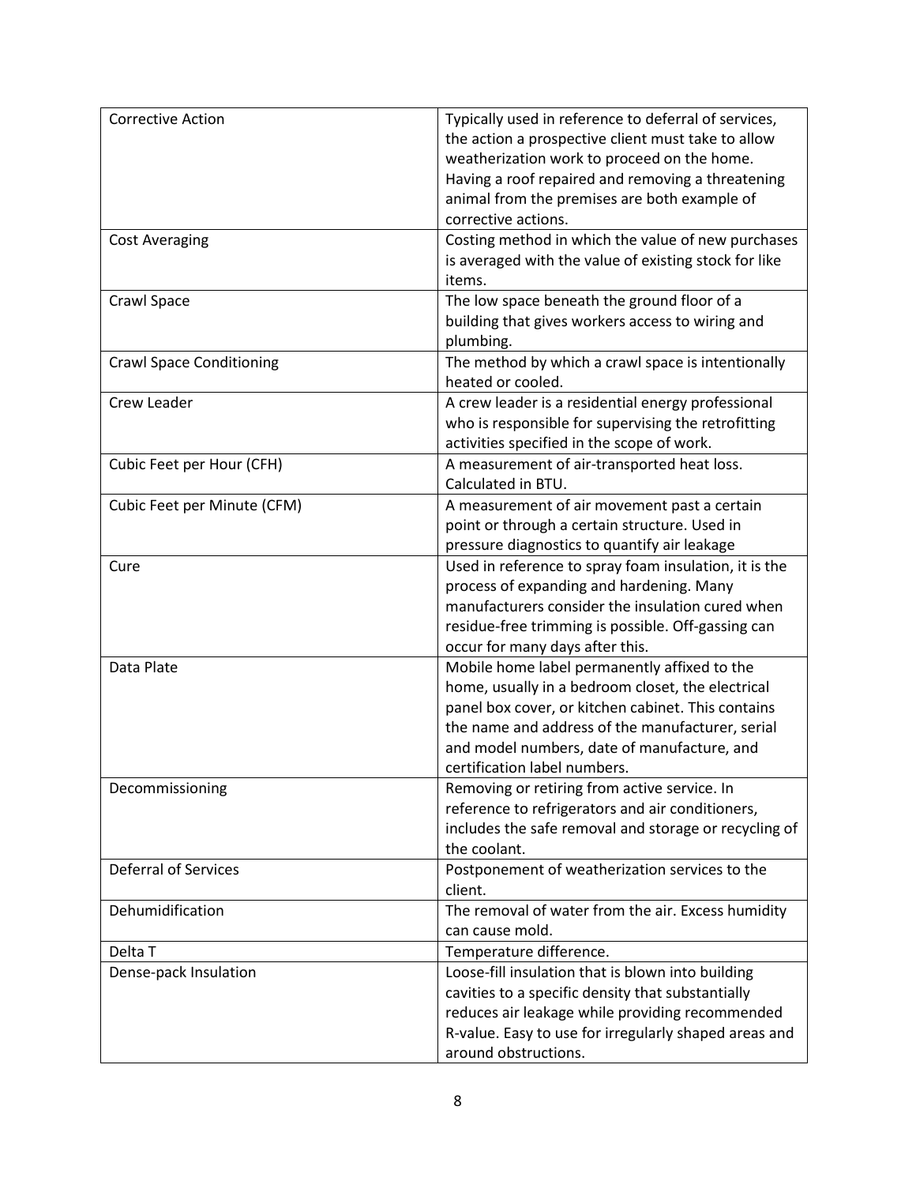| | |
|---|---|
| Corrective Action | Typically used in reference to deferral of services, the action a prospective client must take to allow weatherization work to proceed on the home. Having a roof repaired and removing a threatening animal from the premises are both example of corrective actions. |
| Cost Averaging | Costing method in which the value of new purchases is averaged with the value of existing stock for like items. |
| Crawl Space | The low space beneath the ground floor of a building that gives workers access to wiring and plumbing. |
| Crawl Space Conditioning | The method by which a crawl space is intentionally heated or cooled. |
| Crew Leader | A crew leader is a residential energy professional who is responsible for supervising the retrofitting activities specified in the scope of work. |
| Cubic Feet per Hour (CFH) | A measurement of air-transported heat loss. Calculated in BTU. |
| Cubic Feet per Minute (CFM) | A measurement of air movement past a certain point or through a certain structure. Used in pressure diagnostics to quantify air leakage |
| Cure | Used in reference to spray foam insulation, it is the process of expanding and hardening. Many manufacturers consider the insulation cured when residue-free trimming is possible. Off-gassing can occur for many days after this. |
| Data Plate | Mobile home label permanently affixed to the home, usually in a bedroom closet, the electrical panel box cover, or kitchen cabinet. This contains the name and address of the manufacturer, serial and model numbers, date of manufacture, and certification label numbers. |
| Decommissioning | Removing or retiring from active service. In reference to refrigerators and air conditioners, includes the safe removal and storage or recycling of the coolant. |
| Deferral of Services | Postponement of weatherization services to the client. |
| Dehumidification | The removal of water from the air. Excess humidity can cause mold. |
| Delta T | Temperature difference. |
| Dense-pack Insulation | Loose-fill insulation that is blown into building cavities to a specific density that substantially reduces air leakage while providing recommended R-value. Easy to use for irregularly shaped areas and around obstructions. |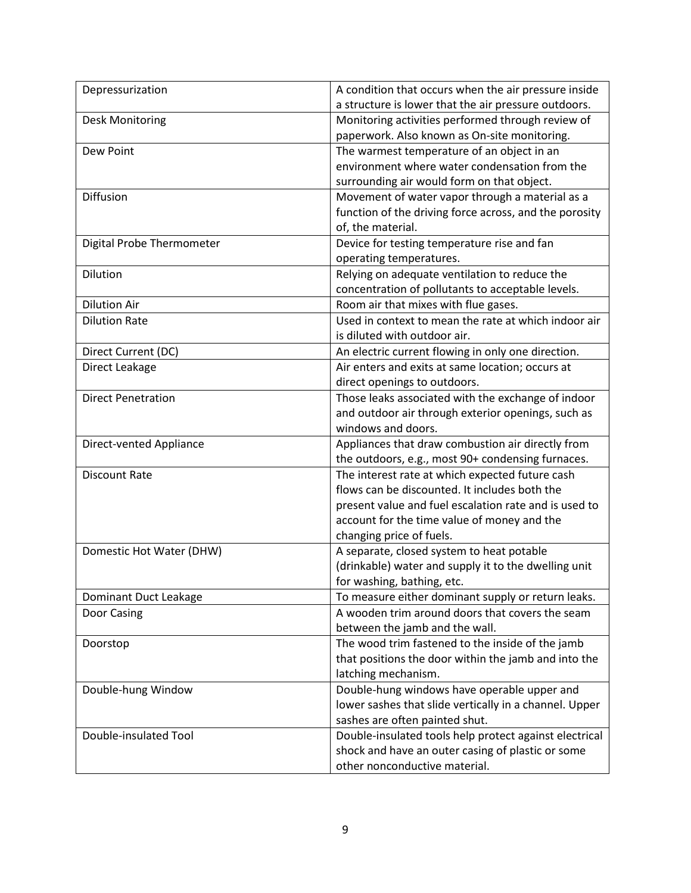| Depressurization | A condition that occurs when the air pressure inside a structure is lower that the air pressure outdoors. |
|---|---|
| Desk Monitoring | Monitoring activities performed through review of paperwork. Also known as On-site monitoring. |
| Dew Point | The warmest temperature of an object in an environment where water condensation from the surrounding air would form on that object. |
| Diffusion | Movement of water vapor through a material as a function of the driving force across, and the porosity of, the material. |
| Digital Probe Thermometer | Device for testing temperature rise and fan operating temperatures. |
| Dilution | Relying on adequate ventilation to reduce the concentration of pollutants to acceptable levels. |
| Dilution Air | Room air that mixes with flue gases. |
| Dilution Rate | Used in context to mean the rate at which indoor air is diluted with outdoor air. |
| Direct Current (DC) | An electric current flowing in only one direction. |
| Direct Leakage | Air enters and exits at same location; occurs at direct openings to outdoors. |
| Direct Penetration | Those leaks associated with the exchange of indoor and outdoor air through exterior openings, such as windows and doors. |
| Direct-vented Appliance | Appliances that draw combustion air directly from the outdoors, e.g., most 90+ condensing furnaces. |
| Discount Rate | The interest rate at which expected future cash flows can be discounted. It includes both the present value and fuel escalation rate and is used to account for the time value of money and the changing price of fuels. |
| Domestic Hot Water (DHW) | A separate, closed system to heat potable (drinkable) water and supply it to the dwelling unit for washing, bathing, etc. |
| Dominant Duct Leakage | To measure either dominant supply or return leaks. |
| Door Casing | A wooden trim around doors that covers the seam between the jamb and the wall. |
| Doorstop | The wood trim fastened to the inside of the jamb that positions the door within the jamb and into the latching mechanism. |
| Double-hung Window | Double-hung windows have operable upper and lower sashes that slide vertically in a channel. Upper sashes are often painted shut. |
| Double-insulated Tool | Double-insulated tools help protect against electrical shock and have an outer casing of plastic or some other nonconductive material. |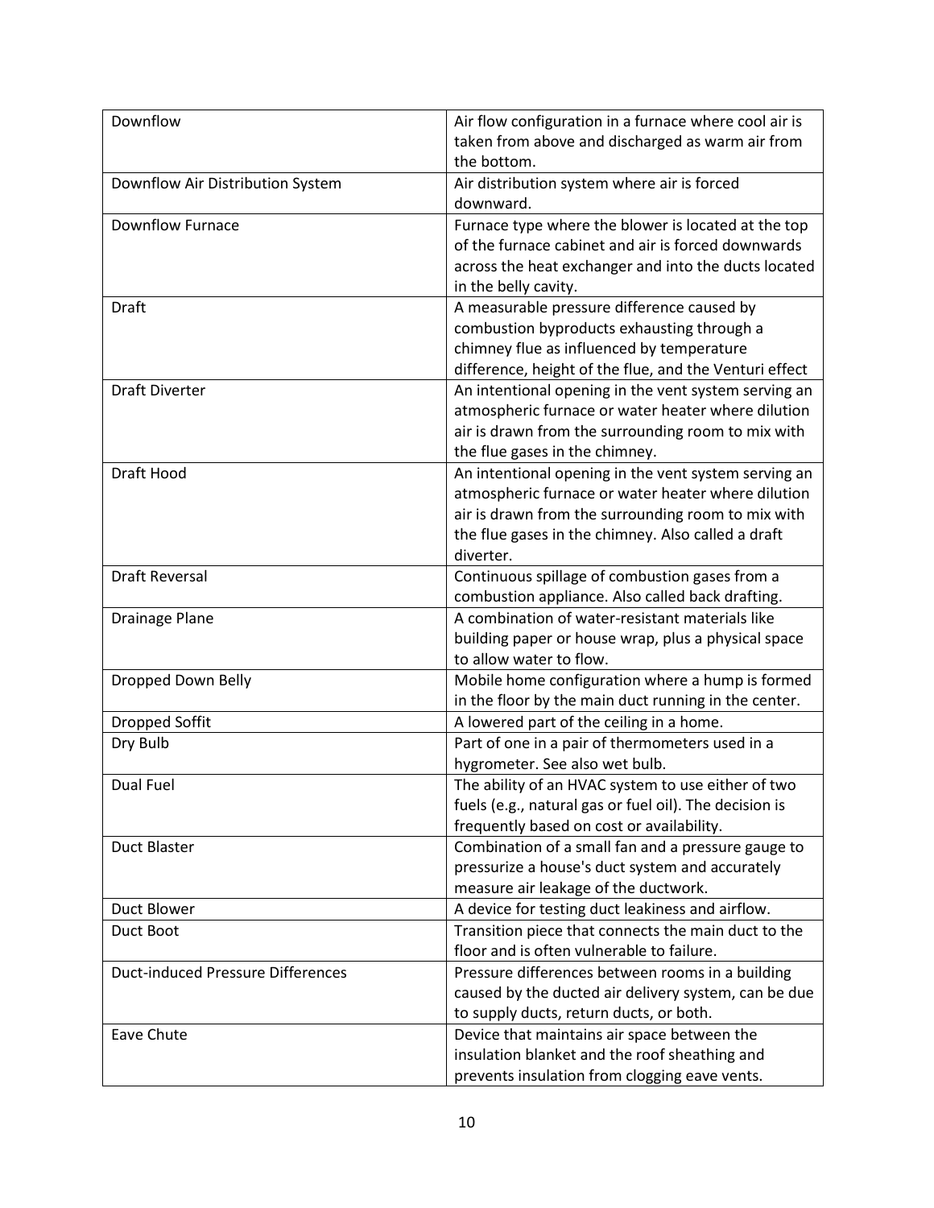| | |
|---|---|
| Downflow | Air flow configuration in a furnace where cool air is taken from above and discharged as warm air from the bottom. |
| Downflow Air Distribution System | Air distribution system where air is forced downward. |
| Downflow Furnace | Furnace type where the blower is located at the top of the furnace cabinet and air is forced downwards across the heat exchanger and into the ducts located in the belly cavity. |
| Draft | A measurable pressure difference caused by combustion byproducts exhausting through a chimney flue as influenced by temperature difference, height of the flue, and the Venturi effect |
| Draft Diverter | An intentional opening in the vent system serving an atmospheric furnace or water heater where dilution air is drawn from the surrounding room to mix with the flue gases in the chimney. |
| Draft Hood | An intentional opening in the vent system serving an atmospheric furnace or water heater where dilution air is drawn from the surrounding room to mix with the flue gases in the chimney. Also called a draft diverter. |
| Draft Reversal | Continuous spillage of combustion gases from a combustion appliance. Also called back drafting. |
| Drainage Plane | A combination of water-resistant materials like building paper or house wrap, plus a physical space to allow water to flow. |
| Dropped Down Belly | Mobile home configuration where a hump is formed in the floor by the main duct running in the center. |
| Dropped Soffit | A lowered part of the ceiling in a home. |
| Dry Bulb | Part of one in a pair of thermometers used in a hygrometer. See also wet bulb. |
| Dual Fuel | The ability of an HVAC system to use either of two fuels (e.g., natural gas or fuel oil). The decision is frequently based on cost or availability. |
| Duct Blaster | Combination of a small fan and a pressure gauge to pressurize a house's duct system and accurately measure air leakage of the ductwork. |
| Duct Blower | A device for testing duct leakiness and airflow. |
| Duct Boot | Transition piece that connects the main duct to the floor and is often vulnerable to failure. |
| Duct-induced Pressure Differences | Pressure differences between rooms in a building caused by the ducted air delivery system, can be due to supply ducts, return ducts, or both. |
| Eave Chute | Device that maintains air space between the insulation blanket and the roof sheathing and prevents insulation from clogging eave vents. |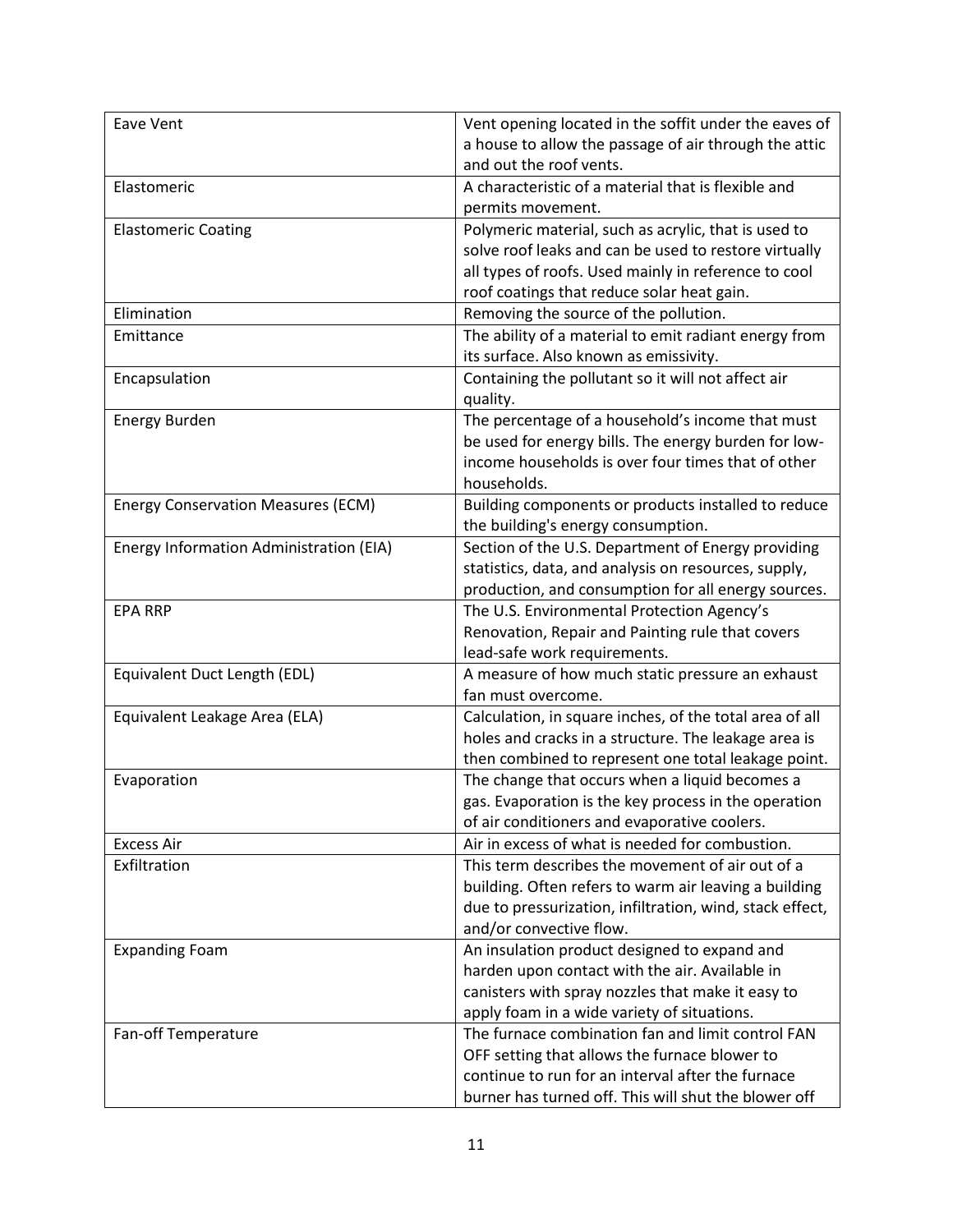| | |
|---|---|
| Eave Vent | Vent opening located in the soffit under the eaves of a house to allow the passage of air through the attic and out the roof vents. |
| Elastomeric | A characteristic of a material that is flexible and permits movement. |
| Elastomeric Coating | Polymeric material, such as acrylic, that is used to solve roof leaks and can be used to restore virtually all types of roofs. Used mainly in reference to cool roof coatings that reduce solar heat gain. |
| Elimination | Removing the source of the pollution. |
| Emittance | The ability of a material to emit radiant energy from its surface. Also known as emissivity. |
| Encapsulation | Containing the pollutant so it will not affect air quality. |
| Energy Burden | The percentage of a household's income that must be used for energy bills. The energy burden for low-income households is over four times that of other households. |
| Energy Conservation Measures (ECM) | Building components or products installed to reduce the building's energy consumption. |
| Energy Information Administration (EIA) | Section of the U.S. Department of Energy providing statistics, data, and analysis on resources, supply, production, and consumption for all energy sources. |
| EPA RRP | The U.S. Environmental Protection Agency's Renovation, Repair and Painting rule that covers lead-safe work requirements. |
| Equivalent Duct Length (EDL) | A measure of how much static pressure an exhaust fan must overcome. |
| Equivalent Leakage Area (ELA) | Calculation, in square inches, of the total area of all holes and cracks in a structure. The leakage area is then combined to represent one total leakage point. |
| Evaporation | The change that occurs when a liquid becomes a gas. Evaporation is the key process in the operation of air conditioners and evaporative coolers. |
| Excess Air | Air in excess of what is needed for combustion. |
| Exfiltration | This term describes the movement of air out of a building. Often refers to warm air leaving a building due to pressurization, infiltration, wind, stack effect, and/or convective flow. |
| Expanding Foam | An insulation product designed to expand and harden upon contact with the air. Available in canisters with spray nozzles that make it easy to apply foam in a wide variety of situations. |
| Fan-off Temperature | The furnace combination fan and limit control FAN OFF setting that allows the furnace blower to continue to run for an interval after the furnace burner has turned off. This will shut the blower off |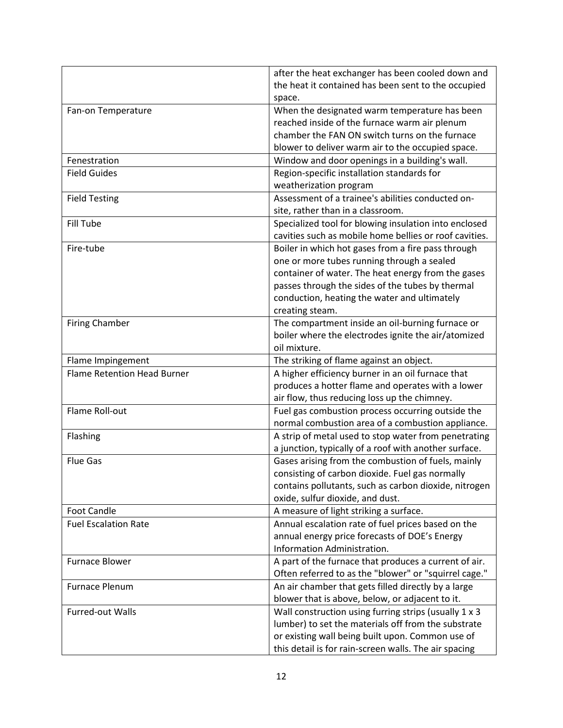| | |
|---|---|
| | after the heat exchanger has been cooled down and the heat it contained has been sent to the occupied space. |
| Fan-on Temperature | When the designated warm temperature has been reached inside of the furnace warm air plenum chamber the FAN ON switch turns on the furnace blower to deliver warm air to the occupied space. |
| Fenestration | Window and door openings in a building's wall. |
| Field Guides | Region-specific installation standards for weatherization program |
| Field Testing | Assessment of a trainee's abilities conducted on-site, rather than in a classroom. |
| Fill Tube | Specialized tool for blowing insulation into enclosed cavities such as mobile home bellies or roof cavities. |
| Fire-tube | Boiler in which hot gases from a fire pass through one or more tubes running through a sealed container of water. The heat energy from the gases passes through the sides of the tubes by thermal conduction, heating the water and ultimately creating steam. |
| Firing Chamber | The compartment inside an oil-burning furnace or boiler where the electrodes ignite the air/atomized oil mixture. |
| Flame Impingement | The striking of flame against an object. |
| Flame Retention Head Burner | A higher efficiency burner in an oil furnace that produces a hotter flame and operates with a lower air flow, thus reducing loss up the chimney. |
| Flame Roll-out | Fuel gas combustion process occurring outside the normal combustion area of a combustion appliance. |
| Flashing | A strip of metal used to stop water from penetrating a junction, typically of a roof with another surface. |
| Flue Gas | Gases arising from the combustion of fuels, mainly consisting of carbon dioxide. Fuel gas normally contains pollutants, such as carbon dioxide, nitrogen oxide, sulfur dioxide, and dust. |
| Foot Candle | A measure of light striking a surface. |
| Fuel Escalation Rate | Annual escalation rate of fuel prices based on the annual energy price forecasts of DOE's Energy Information Administration. |
| Furnace Blower | A part of the furnace that produces a current of air. Often referred to as the "blower" or "squirrel cage." |
| Furnace Plenum | An air chamber that gets filled directly by a large blower that is above, below, or adjacent to it. |
| Furred-out Walls | Wall construction using furring strips (usually 1 x 3 lumber) to set the materials off from the substrate or existing wall being built upon. Common use of this detail is for rain-screen walls. The air spacing |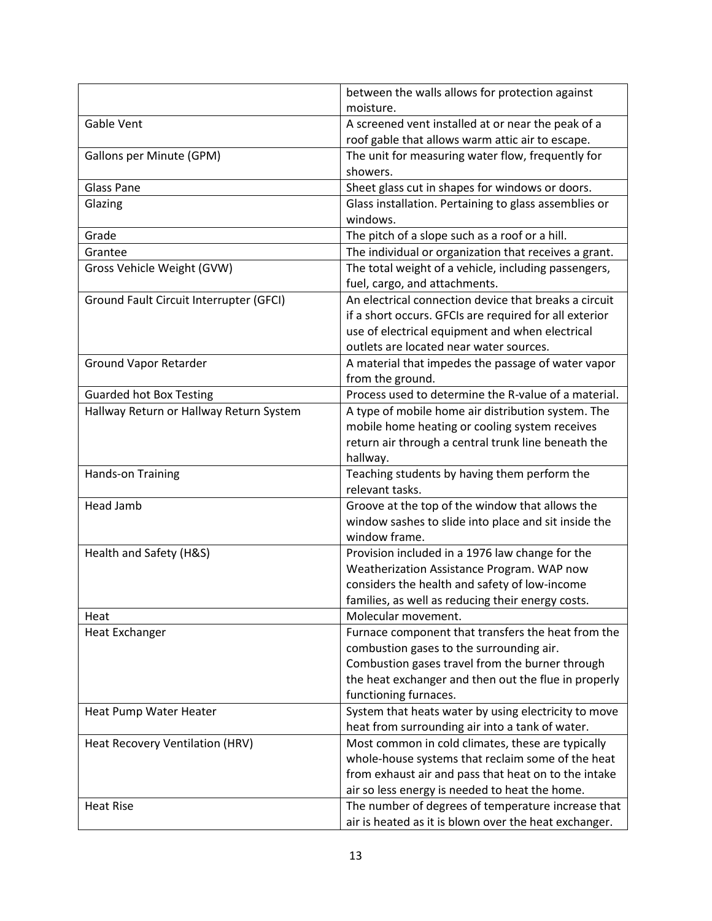| | |
|---|---|
| | between the walls allows for protection against moisture. |
| Gable Vent | A screened vent installed at or near the peak of a roof gable that allows warm attic air to escape. |
| Gallons per Minute (GPM) | The unit for measuring water flow, frequently for showers. |
| Glass Pane | Sheet glass cut in shapes for windows or doors. |
| Glazing | Glass installation. Pertaining to glass assemblies or windows. |
| Grade | The pitch of a slope such as a roof or a hill. |
| Grantee | The individual or organization that receives a grant. |
| Gross Vehicle Weight (GVW) | The total weight of a vehicle, including passengers, fuel, cargo, and attachments. |
| Ground Fault Circuit Interrupter (GFCI) | An electrical connection device that breaks a circuit if a short occurs. GFCIs are required for all exterior use of electrical equipment and when electrical outlets are located near water sources. |
| Ground Vapor Retarder | A material that impedes the passage of water vapor from the ground. |
| Guarded hot Box Testing | Process used to determine the R-value of a material. |
| Hallway Return or Hallway Return System | A type of mobile home air distribution system. The mobile home heating or cooling system receives return air through a central trunk line beneath the hallway. |
| Hands-on Training | Teaching students by having them perform the relevant tasks. |
| Head Jamb | Groove at the top of the window that allows the window sashes to slide into place and sit inside the window frame. |
| Health and Safety (H&S) | Provision included in a 1976 law change for the Weatherization Assistance Program. WAP now considers the health and safety of low-income families, as well as reducing their energy costs. |
| Heat | Molecular movement. |
| Heat Exchanger | Furnace component that transfers the heat from the combustion gases to the surrounding air. Combustion gases travel from the burner through the heat exchanger and then out the flue in properly functioning furnaces. |
| Heat Pump Water Heater | System that heats water by using electricity to move heat from surrounding air into a tank of water. |
| Heat Recovery Ventilation (HRV) | Most common in cold climates, these are typically whole-house systems that reclaim some of the heat from exhaust air and pass that heat on to the intake air so less energy is needed to heat the home. |
| Heat Rise | The number of degrees of temperature increase that air is heated as it is blown over the heat exchanger. |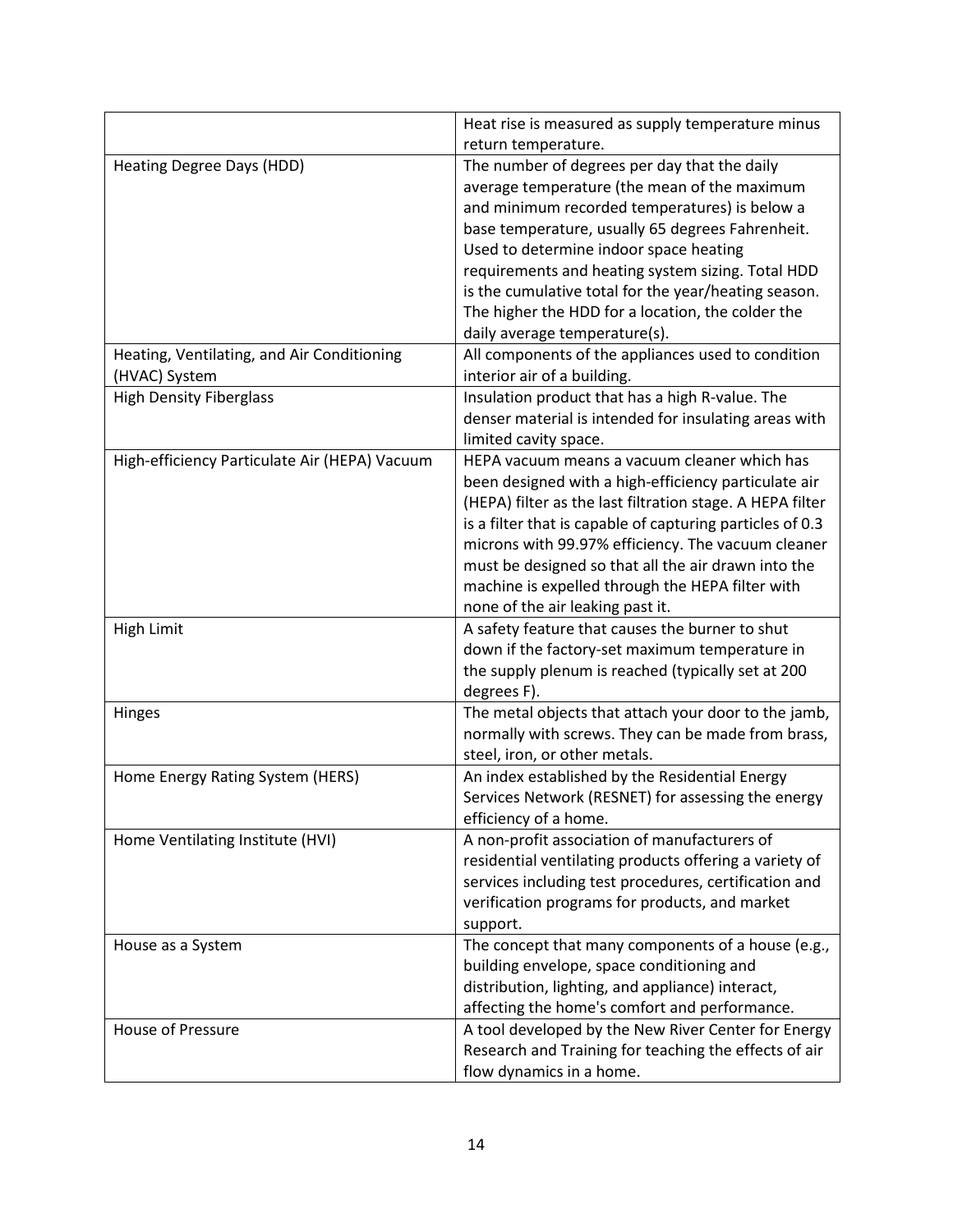| | |
|---|---|
| | Heat rise is measured as supply temperature minus return temperature. |
| Heating Degree Days (HDD) | The number of degrees per day that the daily average temperature (the mean of the maximum and minimum recorded temperatures) is below a base temperature, usually 65 degrees Fahrenheit. Used to determine indoor space heating requirements and heating system sizing. Total HDD is the cumulative total for the year/heating season. The higher the HDD for a location, the colder the daily average temperature(s). |
| Heating, Ventilating, and Air Conditioning (HVAC) System | All components of the appliances used to condition interior air of a building. |
| High Density Fiberglass | Insulation product that has a high R-value. The denser material is intended for insulating areas with limited cavity space. |
| High-efficiency Particulate Air (HEPA) Vacuum | HEPA vacuum means a vacuum cleaner which has been designed with a high-efficiency particulate air (HEPA) filter as the last filtration stage. A HEPA filter is a filter that is capable of capturing particles of 0.3 microns with 99.97% efficiency. The vacuum cleaner must be designed so that all the air drawn into the machine is expelled through the HEPA filter with none of the air leaking past it. |
| High Limit | A safety feature that causes the burner to shut down if the factory-set maximum temperature in the supply plenum is reached (typically set at 200 degrees F). |
| Hinges | The metal objects that attach your door to the jamb, normally with screws. They can be made from brass, steel, iron, or other metals. |
| Home Energy Rating System (HERS) | An index established by the Residential Energy Services Network (RESNET) for assessing the energy efficiency of a home. |
| Home Ventilating Institute (HVI) | A non-profit association of manufacturers of residential ventilating products offering a variety of services including test procedures, certification and verification programs for products, and market support. |
| House as a System | The concept that many components of a house (e.g., building envelope, space conditioning and distribution, lighting, and appliance) interact, affecting the home's comfort and performance. |
| House of Pressure | A tool developed by the New River Center for Energy Research and Training for teaching the effects of air flow dynamics in a home. |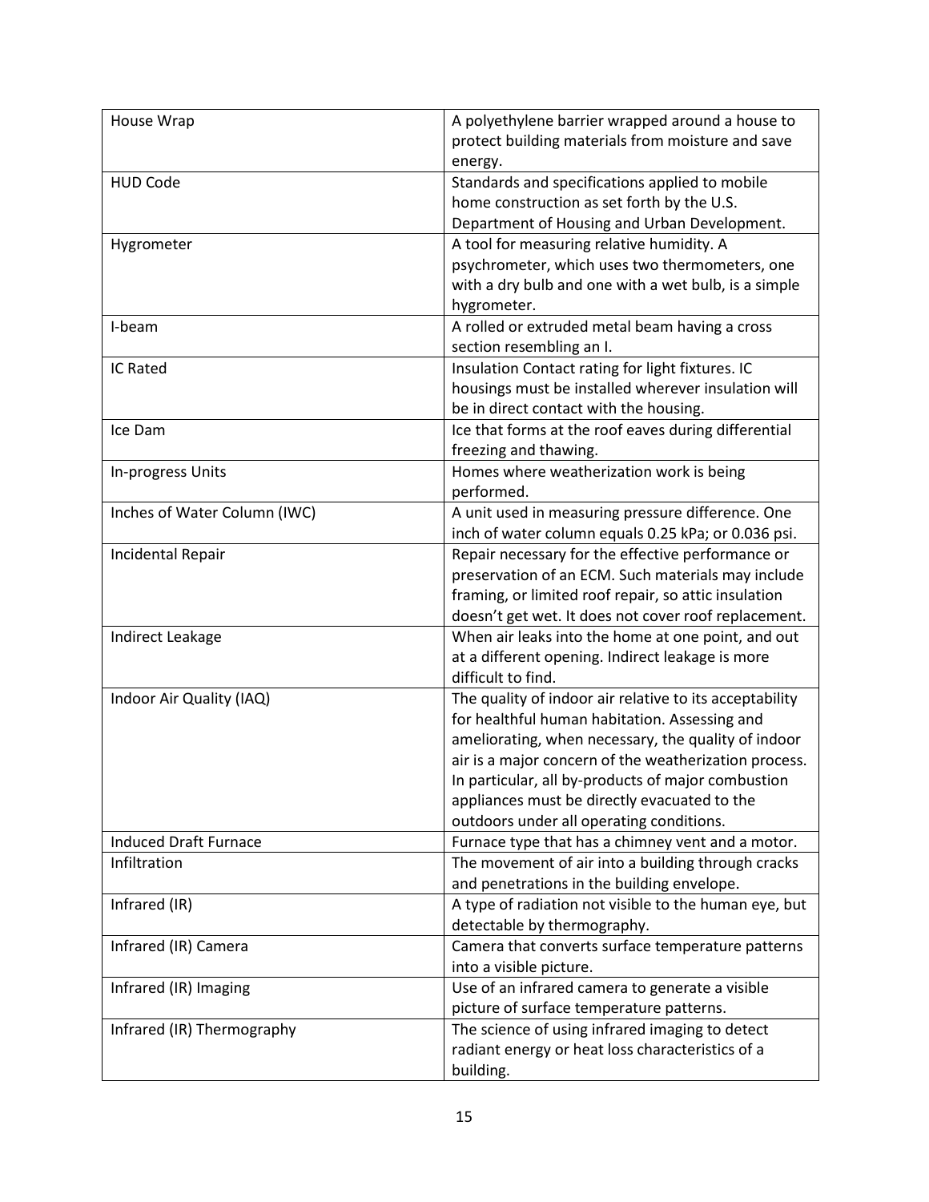| | |
|---|---|
| House Wrap | A polyethylene barrier wrapped around a house to protect building materials from moisture and save energy. |
| HUD Code | Standards and specifications applied to mobile home construction as set forth by the U.S. Department of Housing and Urban Development. |
| Hygrometer | A tool for measuring relative humidity. A psychrometer, which uses two thermometers, one with a dry bulb and one with a wet bulb, is a simple hygrometer. |
| I-beam | A rolled or extruded metal beam having a cross section resembling an I. |
| IC Rated | Insulation Contact rating for light fixtures. IC housings must be installed wherever insulation will be in direct contact with the housing. |
| Ice Dam | Ice that forms at the roof eaves during differential freezing and thawing. |
| In-progress Units | Homes where weatherization work is being performed. |
| Inches of Water Column (IWC) | A unit used in measuring pressure difference. One inch of water column equals 0.25 kPa; or 0.036 psi. |
| Incidental Repair | Repair necessary for the effective performance or preservation of an ECM. Such materials may include framing, or limited roof repair, so attic insulation doesn't get wet. It does not cover roof replacement. |
| Indirect Leakage | When air leaks into the home at one point, and out at a different opening. Indirect leakage is more difficult to find. |
| Indoor Air Quality (IAQ) | The quality of indoor air relative to its acceptability for healthful human habitation. Assessing and ameliorating, when necessary, the quality of indoor air is a major concern of the weatherization process. In particular, all by-products of major combustion appliances must be directly evacuated to the outdoors under all operating conditions. |
| Induced Draft Furnace | Furnace type that has a chimney vent and a motor. |
| Infiltration | The movement of air into a building through cracks and penetrations in the building envelope. |
| Infrared (IR) | A type of radiation not visible to the human eye, but detectable by thermography. |
| Infrared (IR) Camera | Camera that converts surface temperature patterns into a visible picture. |
| Infrared (IR) Imaging | Use of an infrared camera to generate a visible picture of surface temperature patterns. |
| Infrared (IR) Thermography | The science of using infrared imaging to detect radiant energy or heat loss characteristics of a building. |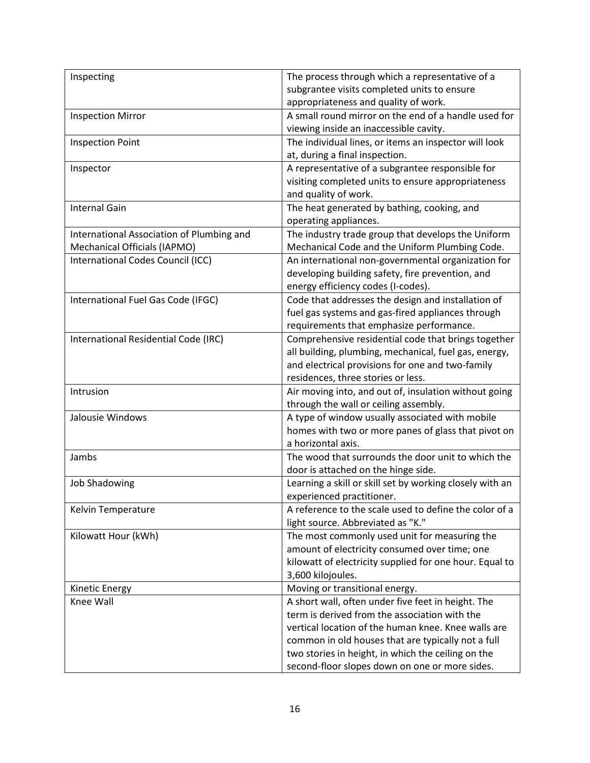| Inspecting | The process through which a representative of a subgrantee visits completed units to ensure appropriateness and quality of work. |
|---|---|
| Inspection Mirror | A small round mirror on the end of a handle used for viewing inside an inaccessible cavity. |
| Inspection Point | The individual lines, or items an inspector will look at, during a final inspection. |
| Inspector | A representative of a subgrantee responsible for visiting completed units to ensure appropriateness and quality of work. |
| Internal Gain | The heat generated by bathing, cooking, and operating appliances. |
| International Association of Plumbing and Mechanical Officials (IAPMO) | The industry trade group that develops the Uniform Mechanical Code and the Uniform Plumbing Code. |
| International Codes Council (ICC) | An international non-governmental organization for developing building safety, fire prevention, and energy efficiency codes (I-codes). |
| International Fuel Gas Code (IFGC) | Code that addresses the design and installation of fuel gas systems and gas-fired appliances through requirements that emphasize performance. |
| International Residential Code (IRC) | Comprehensive residential code that brings together all building, plumbing, mechanical, fuel gas, energy, and electrical provisions for one and two-family residences, three stories or less. |
| Intrusion | Air moving into, and out of, insulation without going through the wall or ceiling assembly. |
| Jalousie Windows | A type of window usually associated with mobile homes with two or more panes of glass that pivot on a horizontal axis. |
| Jambs | The wood that surrounds the door unit to which the door is attached on the hinge side. |
| Job Shadowing | Learning a skill or skill set by working closely with an experienced practitioner. |
| Kelvin Temperature | A reference to the scale used to define the color of a light source. Abbreviated as "K." |
| Kilowatt Hour (kWh) | The most commonly used unit for measuring the amount of electricity consumed over time; one kilowatt of electricity supplied for one hour. Equal to 3,600 kilojoules. |
| Kinetic Energy | Moving or transitional energy. |
| Knee Wall | A short wall, often under five feet in height. The term is derived from the association with the vertical location of the human knee. Knee walls are common in old houses that are typically not a full two stories in height, in which the ceiling on the second-floor slopes down on one or more sides. |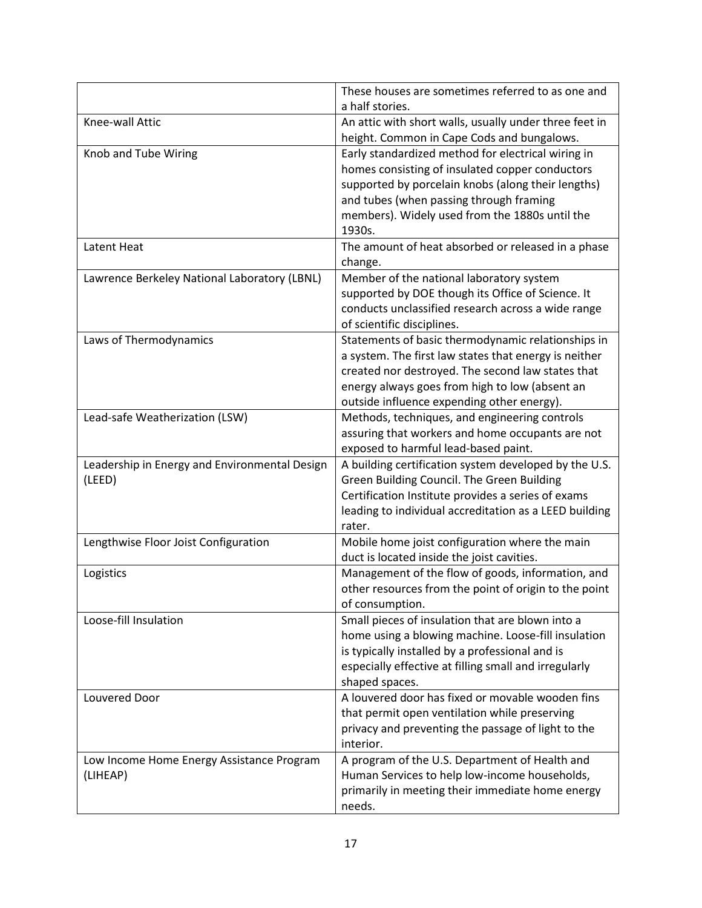| | |
|---|---|
| | These houses are sometimes referred to as one and a half stories. |
| Knee-wall Attic | An attic with short walls, usually under three feet in height. Common in Cape Cods and bungalows. |
| Knob and Tube Wiring | Early standardized method for electrical wiring in homes consisting of insulated copper conductors supported by porcelain knobs (along their lengths) and tubes (when passing through framing members). Widely used from the 1880s until the 1930s. |
| Latent Heat | The amount of heat absorbed or released in a phase change. |
| Lawrence Berkeley National Laboratory (LBNL) | Member of the national laboratory system supported by DOE though its Office of Science. It conducts unclassified research across a wide range of scientific disciplines. |
| Laws of Thermodynamics | Statements of basic thermodynamic relationships in a system. The first law states that energy is neither created nor destroyed. The second law states that energy always goes from high to low (absent an outside influence expending other energy). |
| Lead-safe Weatherization (LSW) | Methods, techniques, and engineering controls assuring that workers and home occupants are not exposed to harmful lead-based paint. |
| Leadership in Energy and Environmental Design (LEED) | A building certification system developed by the U.S. Green Building Council. The Green Building Certification Institute provides a series of exams leading to individual accreditation as a LEED building rater. |
| Lengthwise Floor Joist Configuration | Mobile home joist configuration where the main duct is located inside the joist cavities. |
| Logistics | Management of the flow of goods, information, and other resources from the point of origin to the point of consumption. |
| Loose-fill Insulation | Small pieces of insulation that are blown into a home using a blowing machine. Loose-fill insulation is typically installed by a professional and is especially effective at filling small and irregularly shaped spaces. |
| Louvered Door | A louvered door has fixed or movable wooden fins that permit open ventilation while preserving privacy and preventing the passage of light to the interior. |
| Low Income Home Energy Assistance Program (LIHEAP) | A program of the U.S. Department of Health and Human Services to help low-income households, primarily in meeting their immediate home energy needs. |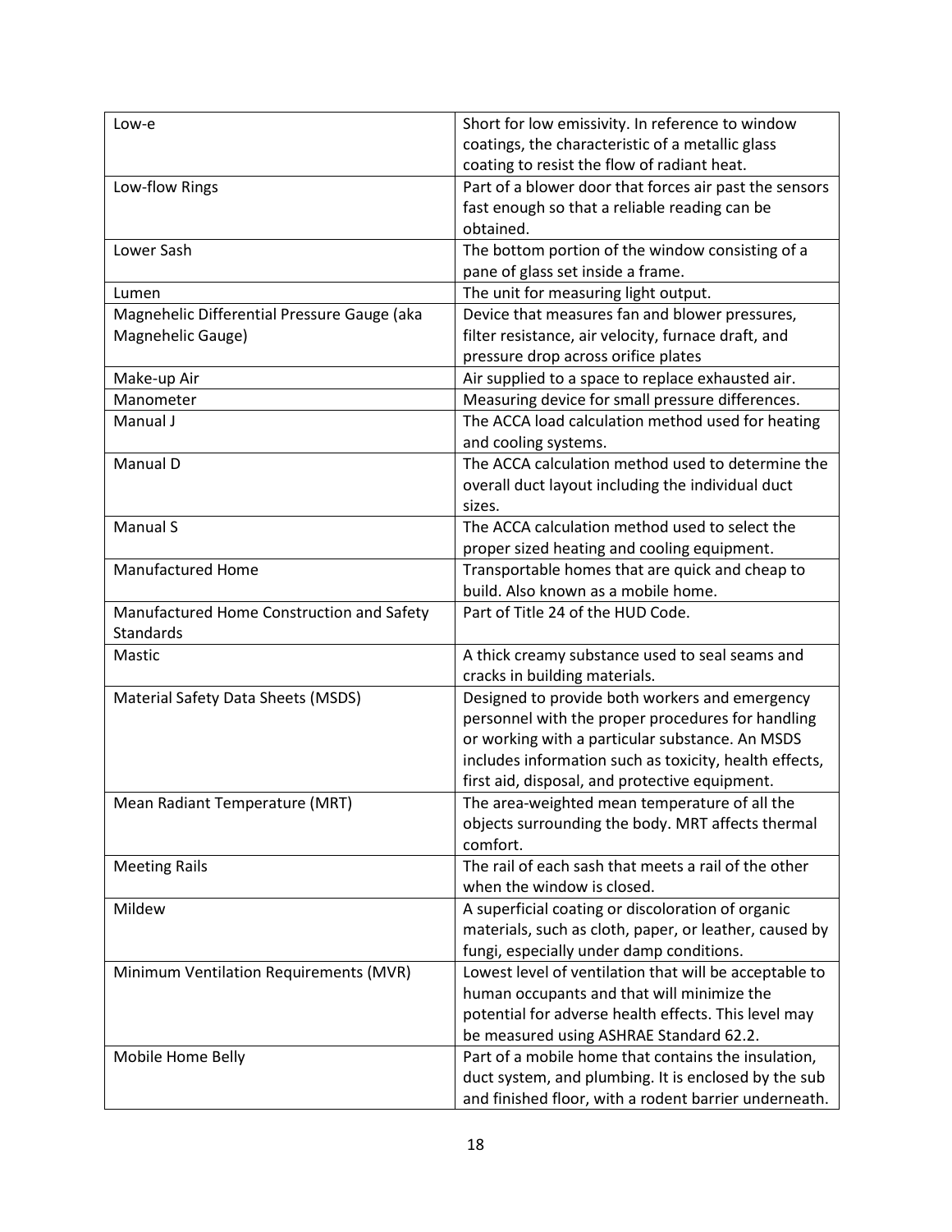| Low-e | Short for low emissivity. In reference to window coatings, the characteristic of a metallic glass coating to resist the flow of radiant heat. |
|---|---|
| Low-flow Rings | Part of a blower door that forces air past the sensors fast enough so that a reliable reading can be obtained. |
| Lower Sash | The bottom portion of the window consisting of a pane of glass set inside a frame. |
| Lumen | The unit for measuring light output. |
| Magnehelic Differential Pressure Gauge (aka Magnehelic Gauge) | Device that measures fan and blower pressures, filter resistance, air velocity, furnace draft, and pressure drop across orifice plates |
| Make-up Air | Air supplied to a space to replace exhausted air. |
| Manometer | Measuring device for small pressure differences. |
| Manual J | The ACCA load calculation method used for heating and cooling systems. |
| Manual D | The ACCA calculation method used to determine the overall duct layout including the individual duct sizes. |
| Manual S | The ACCA calculation method used to select the proper sized heating and cooling equipment. |
| Manufactured Home | Transportable homes that are quick and cheap to build. Also known as a mobile home. |
| Manufactured Home Construction and Safety Standards | Part of Title 24 of the HUD Code. |
| Mastic | A thick creamy substance used to seal seams and cracks in building materials. |
| Material Safety Data Sheets (MSDS) | Designed to provide both workers and emergency personnel with the proper procedures for handling or working with a particular substance. An MSDS includes information such as toxicity, health effects, first aid, disposal, and protective equipment. |
| Mean Radiant Temperature (MRT) | The area-weighted mean temperature of all the objects surrounding the body. MRT affects thermal comfort. |
| Meeting Rails | The rail of each sash that meets a rail of the other when the window is closed. |
| Mildew | A superficial coating or discoloration of organic materials, such as cloth, paper, or leather, caused by fungi, especially under damp conditions. |
| Minimum Ventilation Requirements (MVR) | Lowest level of ventilation that will be acceptable to human occupants and that will minimize the potential for adverse health effects. This level may be measured using ASHRAE Standard 62.2. |
| Mobile Home Belly | Part of a mobile home that contains the insulation, duct system, and plumbing. It is enclosed by the sub and finished floor, with a rodent barrier underneath. |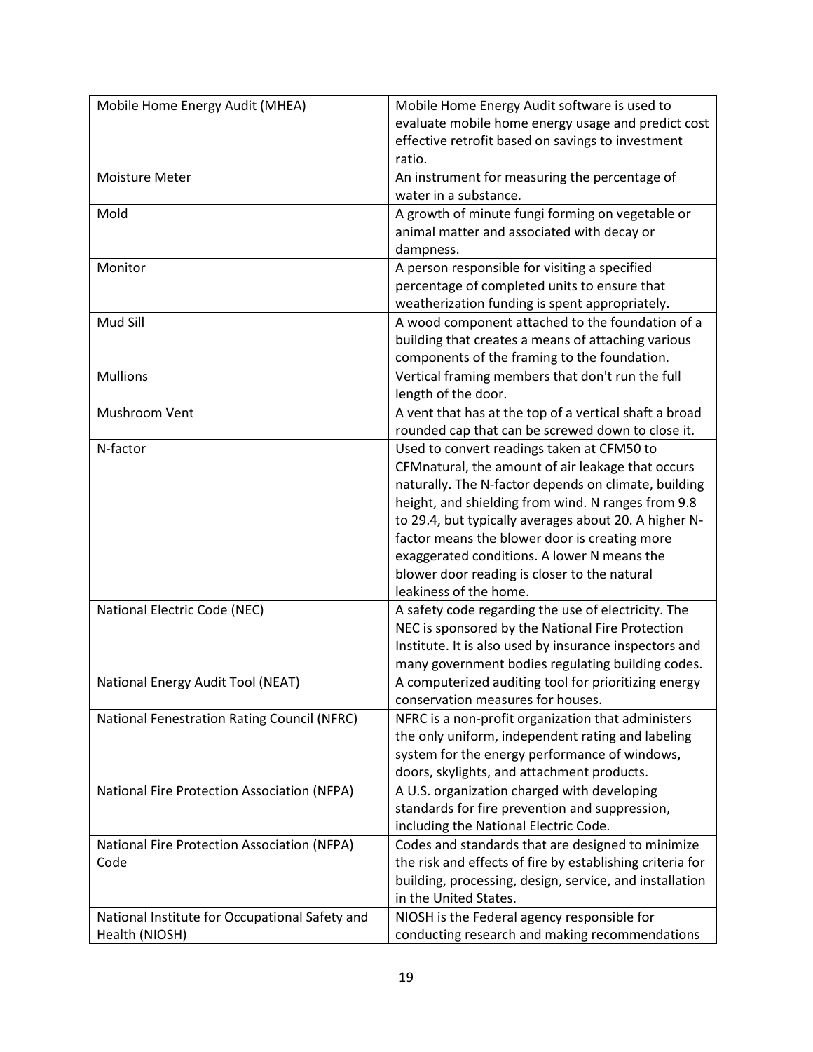| | |
|---|---|
| Mobile Home Energy Audit (MHEA) | Mobile Home Energy Audit software is used to evaluate mobile home energy usage and predict cost effective retrofit based on savings to investment ratio. |
| Moisture Meter | An instrument for measuring the percentage of water in a substance. |
| Mold | A growth of minute fungi forming on vegetable or animal matter and associated with decay or dampness. |
| Monitor | A person responsible for visiting a specified percentage of completed units to ensure that weatherization funding is spent appropriately. |
| Mud Sill | A wood component attached to the foundation of a building that creates a means of attaching various components of the framing to the foundation. |
| Mullions | Vertical framing members that don't run the full length of the door. |
| Mushroom Vent | A vent that has at the top of a vertical shaft a broad rounded cap that can be screwed down to close it. |
| N-factor | Used to convert readings taken at CFM50 to CFMnatural, the amount of air leakage that occurs naturally. The N-factor depends on climate, building height, and shielding from wind. N ranges from 9.8 to 29.4, but typically averages about 20. A higher N-factor means the blower door is creating more exaggerated conditions. A lower N means the blower door reading is closer to the natural leakiness of the home. |
| National Electric Code (NEC) | A safety code regarding the use of electricity. The NEC is sponsored by the National Fire Protection Institute. It is also used by insurance inspectors and many government bodies regulating building codes. |
| National Energy Audit Tool (NEAT) | A computerized auditing tool for prioritizing energy conservation measures for houses. |
| National Fenestration Rating Council (NFRC) | NFRC is a non-profit organization that administers the only uniform, independent rating and labeling system for the energy performance of windows, doors, skylights, and attachment products. |
| National Fire Protection Association (NFPA) | A U.S. organization charged with developing standards for fire prevention and suppression, including the National Electric Code. |
| National Fire Protection Association (NFPA) Code | Codes and standards that are designed to minimize the risk and effects of fire by establishing criteria for building, processing, design, service, and installation in the United States. |
| National Institute for Occupational Safety and Health (NIOSH) | NIOSH is the Federal agency responsible for conducting research and making recommendations |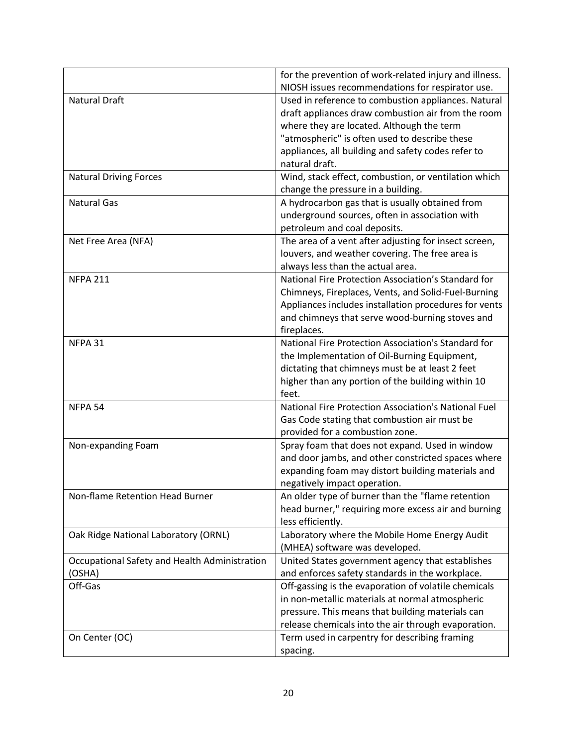| | |
|---|---|
| | for the prevention of work-related injury and illness. NIOSH issues recommendations for respirator use. |
| Natural Draft | Used in reference to combustion appliances. Natural draft appliances draw combustion air from the room where they are located. Although the term "atmospheric" is often used to describe these appliances, all building and safety codes refer to natural draft. |
| Natural Driving Forces | Wind, stack effect, combustion, or ventilation which change the pressure in a building. |
| Natural Gas | A hydrocarbon gas that is usually obtained from underground sources, often in association with petroleum and coal deposits. |
| Net Free Area (NFA) | The area of a vent after adjusting for insect screen, louvers, and weather covering. The free area is always less than the actual area. |
| NFPA 211 | National Fire Protection Association's Standard for Chimneys, Fireplaces, Vents, and Solid-Fuel-Burning Appliances includes installation procedures for vents and chimneys that serve wood-burning stoves and fireplaces. |
| NFPA 31 | National Fire Protection Association's Standard for the Implementation of Oil-Burning Equipment, dictating that chimneys must be at least 2 feet higher than any portion of the building within 10 feet. |
| NFPA 54 | National Fire Protection Association's National Fuel Gas Code stating that combustion air must be provided for a combustion zone. |
| Non-expanding Foam | Spray foam that does not expand. Used in window and door jambs, and other constricted spaces where expanding foam may distort building materials and negatively impact operation. |
| Non-flame Retention Head Burner | An older type of burner than the "flame retention head burner," requiring more excess air and burning less efficiently. |
| Oak Ridge National Laboratory (ORNL) | Laboratory where the Mobile Home Energy Audit (MHEA) software was developed. |
| Occupational Safety and Health Administration (OSHA) | United States government agency that establishes and enforces safety standards in the workplace. |
| Off-Gas | Off-gassing is the evaporation of volatile chemicals in non-metallic materials at normal atmospheric pressure. This means that building materials can release chemicals into the air through evaporation. |
| On Center (OC) | Term used in carpentry for describing framing spacing. |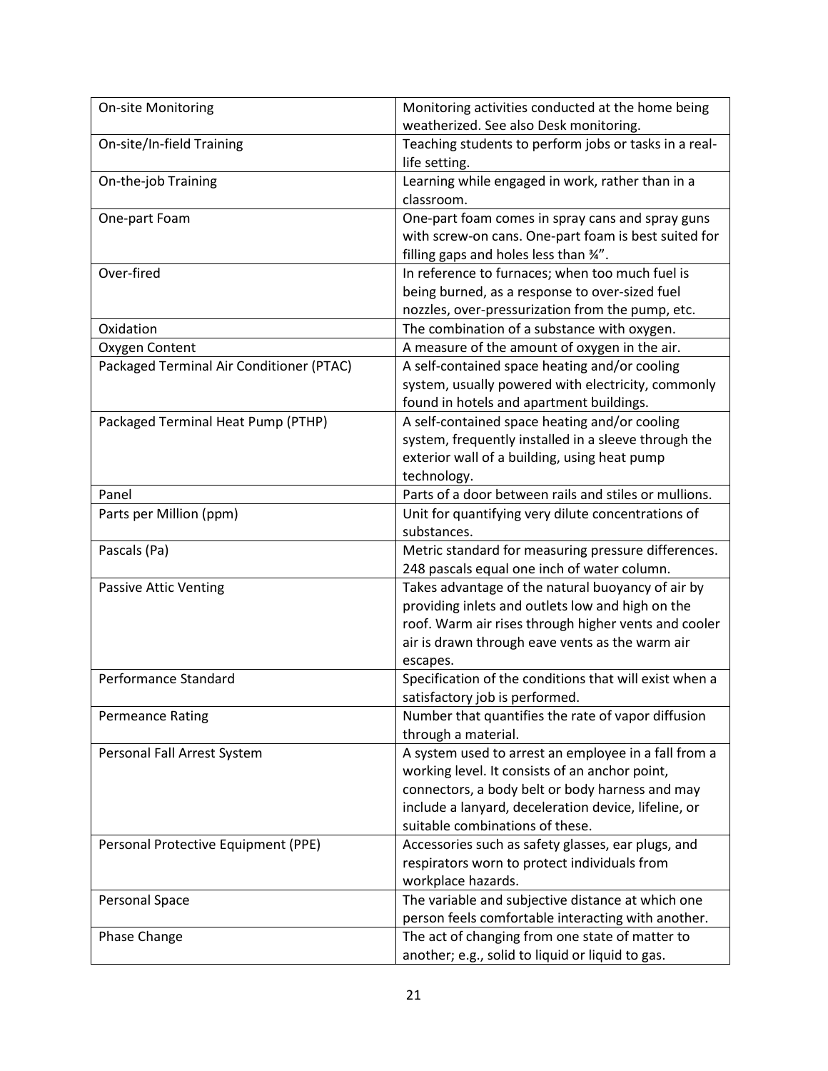| On-site Monitoring | Monitoring activities conducted at the home being weatherized. See also Desk monitoring. |
|---|---|
| On-site/In-field Training | Teaching students to perform jobs or tasks in a real-life setting. |
| On-the-job Training | Learning while engaged in work, rather than in a classroom. |
| One-part Foam | One-part foam comes in spray cans and spray guns with screw-on cans. One-part foam is best suited for filling gaps and holes less than ¾”. |
| Over-fired | In reference to furnaces; when too much fuel is being burned, as a response to over-sized fuel nozzles, over-pressurization from the pump, etc. |
| Oxidation | The combination of a substance with oxygen. |
| Oxygen Content | A measure of the amount of oxygen in the air. |
| Packaged Terminal Air Conditioner (PTAC) | A self-contained space heating and/or cooling system, usually powered with electricity, commonly found in hotels and apartment buildings. |
| Packaged Terminal Heat Pump (PTHP) | A self-contained space heating and/or cooling system, frequently installed in a sleeve through the exterior wall of a building, using heat pump technology. |
| Panel | Parts of a door between rails and stiles or mullions. |
| Parts per Million (ppm) | Unit for quantifying very dilute concentrations of substances. |
| Pascals (Pa) | Metric standard for measuring pressure differences. 248 pascals equal one inch of water column. |
| Passive Attic Venting | Takes advantage of the natural buoyancy of air by providing inlets and outlets low and high on the roof. Warm air rises through higher vents and cooler air is drawn through eave vents as the warm air escapes. |
| Performance Standard | Specification of the conditions that will exist when a satisfactory job is performed. |
| Permeance Rating | Number that quantifies the rate of vapor diffusion through a material. |
| Personal Fall Arrest System | A system used to arrest an employee in a fall from a working level. It consists of an anchor point, connectors, a body belt or body harness and may include a lanyard, deceleration device, lifeline, or suitable combinations of these. |
| Personal Protective Equipment (PPE) | Accessories such as safety glasses, ear plugs, and respirators worn to protect individuals from workplace hazards. |
| Personal Space | The variable and subjective distance at which one person feels comfortable interacting with another. |
| Phase Change | The act of changing from one state of matter to another; e.g., solid to liquid or liquid to gas. |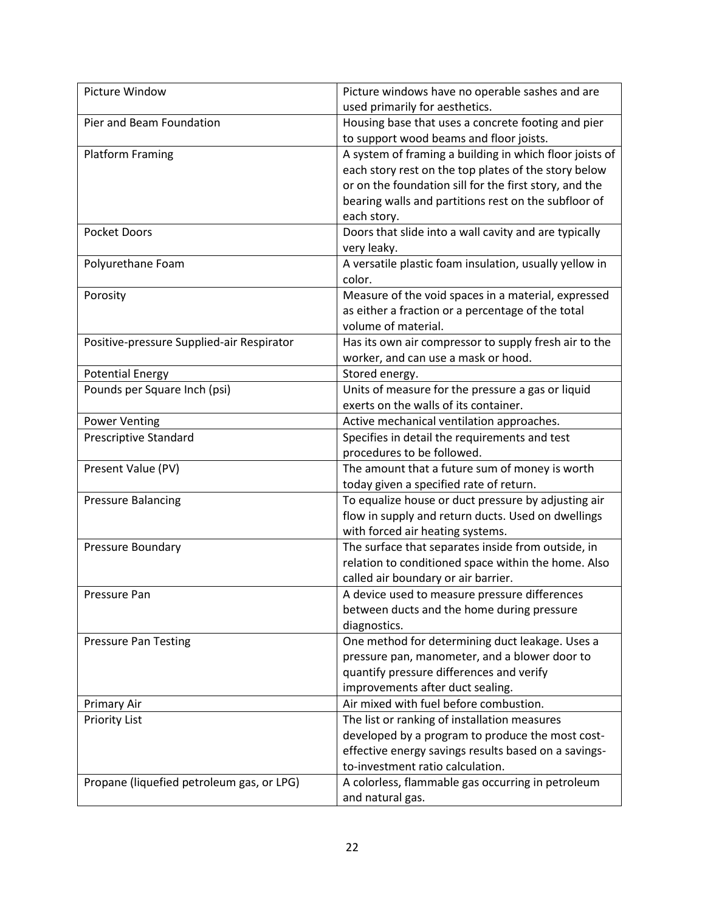| | |
|---|---|
| Picture Window | Picture windows have no operable sashes and are used primarily for aesthetics. |
| Pier and Beam Foundation | Housing base that uses a concrete footing and pier to support wood beams and floor joists. |
| Platform Framing | A system of framing a building in which floor joists of each story rest on the top plates of the story below or on the foundation sill for the first story, and the bearing walls and partitions rest on the subfloor of each story. |
| Pocket Doors | Doors that slide into a wall cavity and are typically very leaky. |
| Polyurethane Foam | A versatile plastic foam insulation, usually yellow in color. |
| Porosity | Measure of the void spaces in a material, expressed as either a fraction or a percentage of the total volume of material. |
| Positive-pressure Supplied-air Respirator | Has its own air compressor to supply fresh air to the worker, and can use a mask or hood. |
| Potential Energy | Stored energy. |
| Pounds per Square Inch (psi) | Units of measure for the pressure a gas or liquid exerts on the walls of its container. |
| Power Venting | Active mechanical ventilation approaches. |
| Prescriptive Standard | Specifies in detail the requirements and test procedures to be followed. |
| Present Value (PV) | The amount that a future sum of money is worth today given a specified rate of return. |
| Pressure Balancing | To equalize house or duct pressure by adjusting air flow in supply and return ducts. Used on dwellings with forced air heating systems. |
| Pressure Boundary | The surface that separates inside from outside, in relation to conditioned space within the home. Also called air boundary or air barrier. |
| Pressure Pan | A device used to measure pressure differences between ducts and the home during pressure diagnostics. |
| Pressure Pan Testing | One method for determining duct leakage. Uses a pressure pan, manometer, and a blower door to quantify pressure differences and verify improvements after duct sealing. |
| Primary Air | Air mixed with fuel before combustion. |
| Priority List | The list or ranking of installation measures developed by a program to produce the most cost-effective energy savings results based on a savings-to-investment ratio calculation. |
| Propane (liquefied petroleum gas, or LPG) | A colorless, flammable gas occurring in petroleum and natural gas. |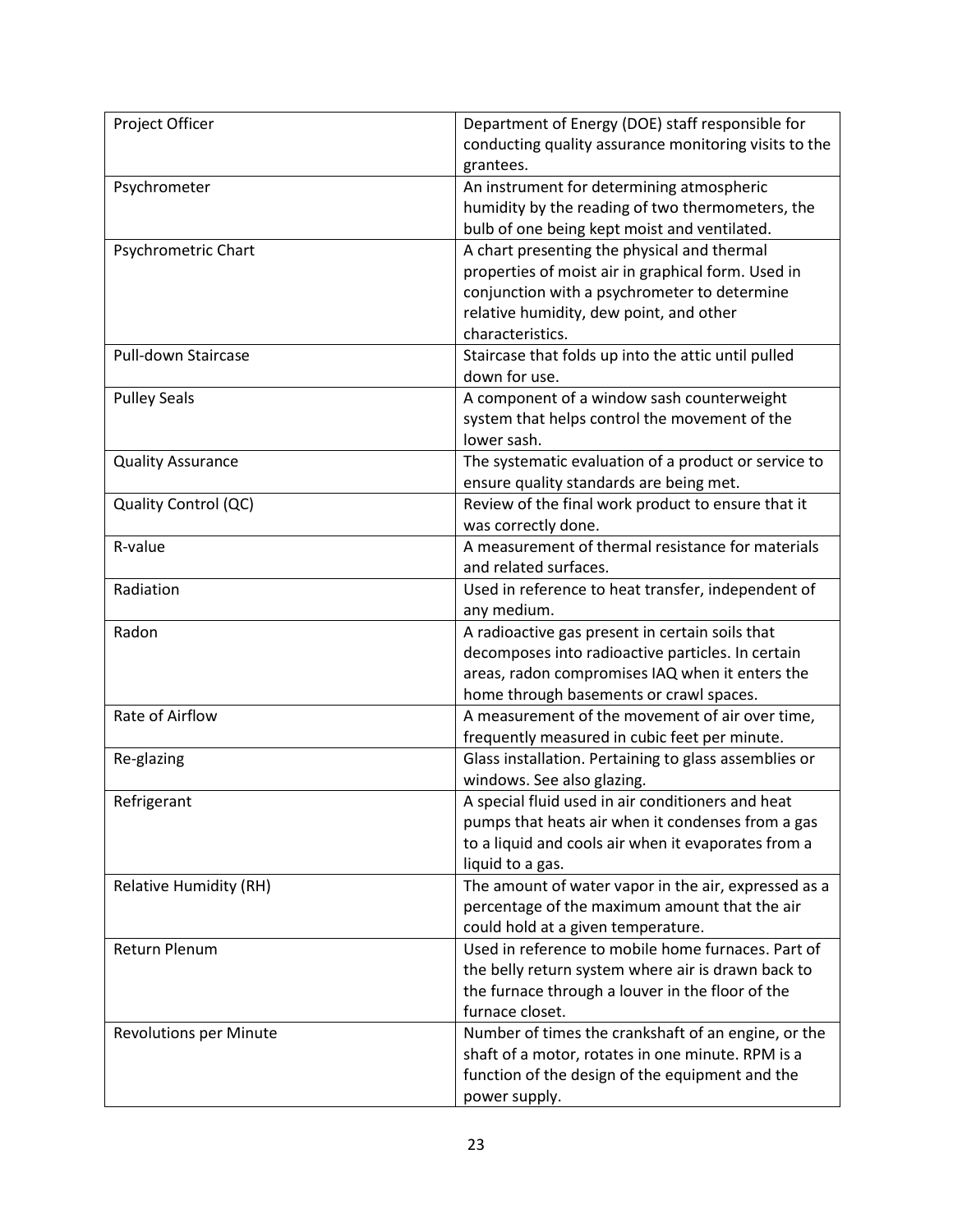| | |
|---|---|
| Project Officer | Department of Energy (DOE) staff responsible for conducting quality assurance monitoring visits to the grantees. |
| Psychrometer | An instrument for determining atmospheric humidity by the reading of two thermometers, the bulb of one being kept moist and ventilated. |
| Psychrometric Chart | A chart presenting the physical and thermal properties of moist air in graphical form. Used in conjunction with a psychrometer to determine relative humidity, dew point, and other characteristics. |
| Pull-down Staircase | Staircase that folds up into the attic until pulled down for use. |
| Pulley Seals | A component of a window sash counterweight system that helps control the movement of the lower sash. |
| Quality Assurance | The systematic evaluation of a product or service to ensure quality standards are being met. |
| Quality Control (QC) | Review of the final work product to ensure that it was correctly done. |
| R-value | A measurement of thermal resistance for materials and related surfaces. |
| Radiation | Used in reference to heat transfer, independent of any medium. |
| Radon | A radioactive gas present in certain soils that decomposes into radioactive particles. In certain areas, radon compromises IAQ when it enters the home through basements or crawl spaces. |
| Rate of Airflow | A measurement of the movement of air over time, frequently measured in cubic feet per minute. |
| Re-glazing | Glass installation. Pertaining to glass assemblies or windows. See also glazing. |
| Refrigerant | A special fluid used in air conditioners and heat pumps that heats air when it condenses from a gas to a liquid and cools air when it evaporates from a liquid to a gas. |
| Relative Humidity (RH) | The amount of water vapor in the air, expressed as a percentage of the maximum amount that the air could hold at a given temperature. |
| Return Plenum | Used in reference to mobile home furnaces. Part of the belly return system where air is drawn back to the furnace through a louver in the floor of the furnace closet. |
| Revolutions per Minute | Number of times the crankshaft of an engine, or the shaft of a motor, rotates in one minute. RPM is a function of the design of the equipment and the power supply. |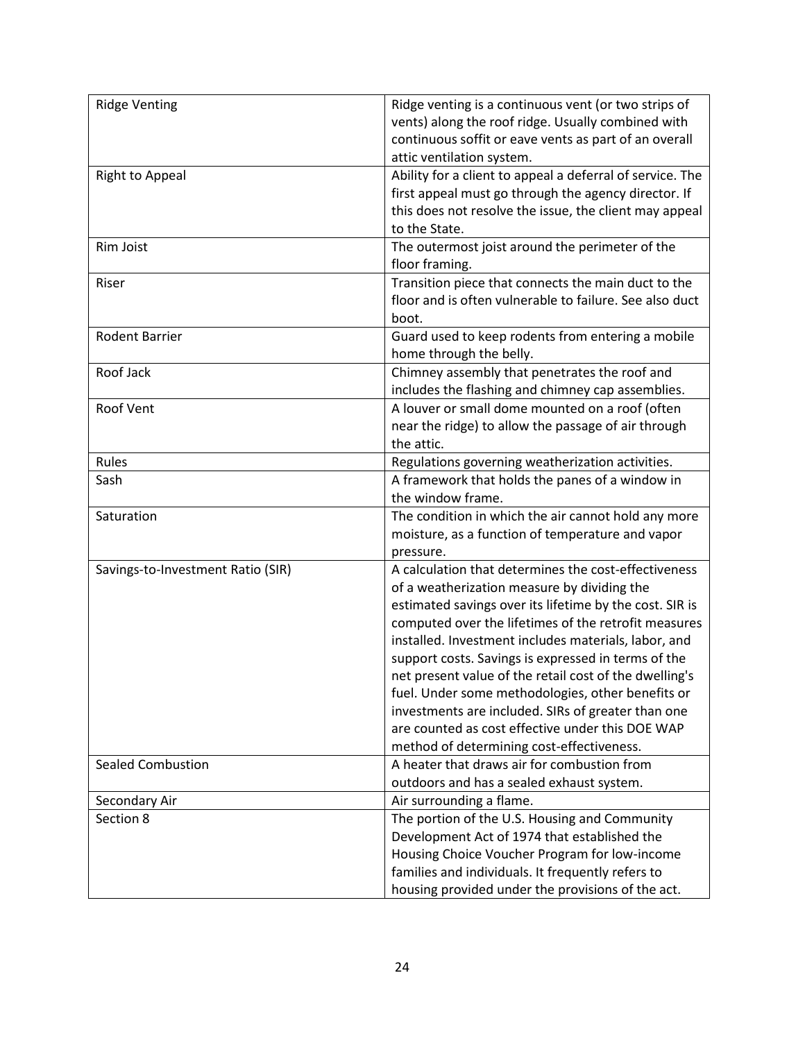| | |
|---|---|
| Ridge Venting | Ridge venting is a continuous vent (or two strips of vents) along the roof ridge. Usually combined with continuous soffit or eave vents as part of an overall attic ventilation system. |
| Right to Appeal | Ability for a client to appeal a deferral of service. The first appeal must go through the agency director. If this does not resolve the issue, the client may appeal to the State. |
| Rim Joist | The outermost joist around the perimeter of the floor framing. |
| Riser | Transition piece that connects the main duct to the floor and is often vulnerable to failure. See also duct boot. |
| Rodent Barrier | Guard used to keep rodents from entering a mobile home through the belly. |
| Roof Jack | Chimney assembly that penetrates the roof and includes the flashing and chimney cap assemblies. |
| Roof Vent | A louver or small dome mounted on a roof (often near the ridge) to allow the passage of air through the attic. |
| Rules | Regulations governing weatherization activities. |
| Sash | A framework that holds the panes of a window in the window frame. |
| Saturation | The condition in which the air cannot hold any more moisture, as a function of temperature and vapor pressure. |
| Savings-to-Investment Ratio (SIR) | A calculation that determines the cost-effectiveness of a weatherization measure by dividing the estimated savings over its lifetime by the cost. SIR is computed over the lifetimes of the retrofit measures installed. Investment includes materials, labor, and support costs. Savings is expressed in terms of the net present value of the retail cost of the dwelling's fuel. Under some methodologies, other benefits or investments are included. SIRs of greater than one are counted as cost effective under this DOE WAP method of determining cost-effectiveness. |
| Sealed Combustion | A heater that draws air for combustion from outdoors and has a sealed exhaust system. |
| Secondary Air | Air surrounding a flame. |
| Section 8 | The portion of the U.S. Housing and Community Development Act of 1974 that established the Housing Choice Voucher Program for low-income families and individuals. It frequently refers to housing provided under the provisions of the act. |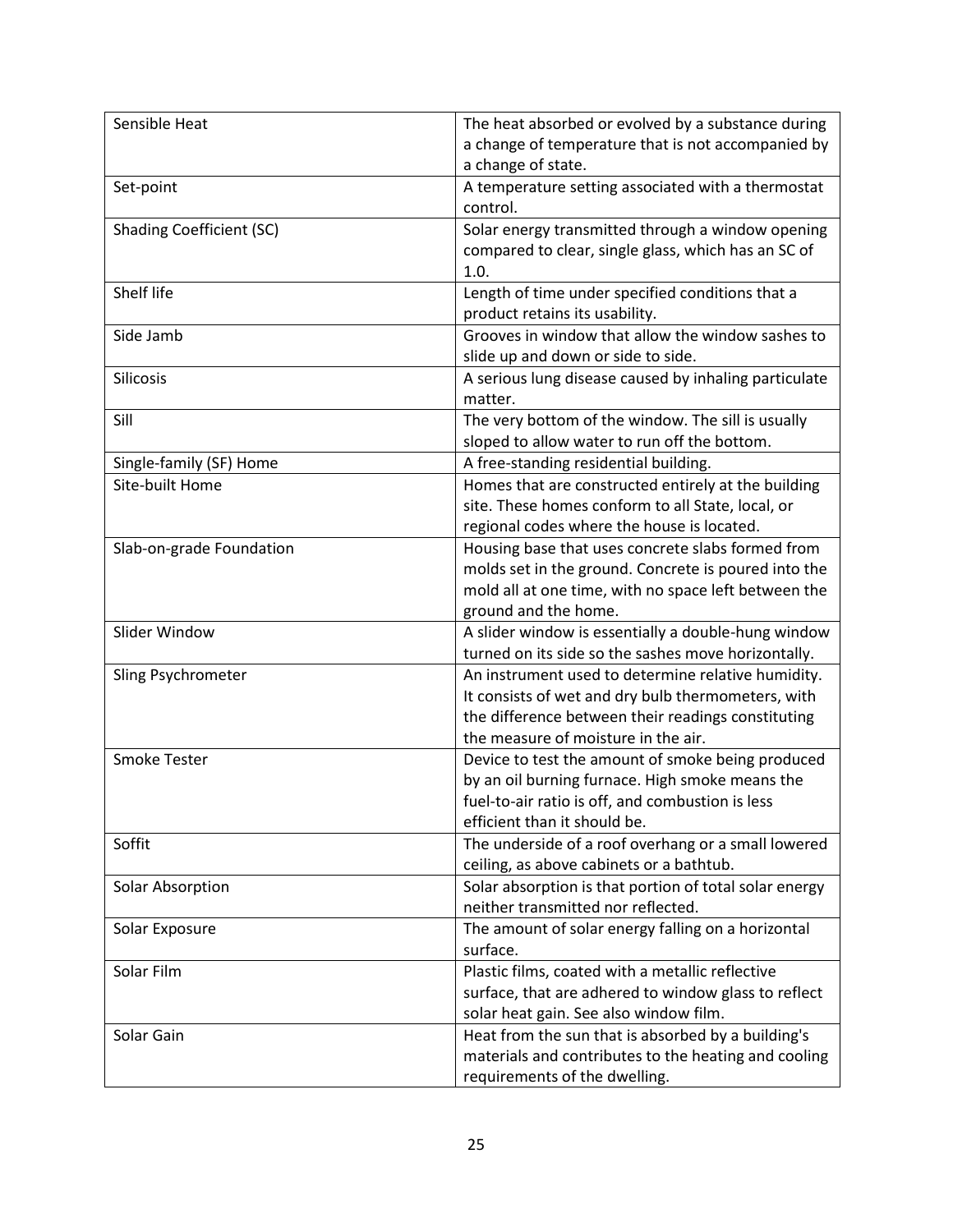| Sensible Heat | The heat absorbed or evolved by a substance during a change of temperature that is not accompanied by a change of state. |
|---|---|
| Set-point | A temperature setting associated with a thermostat control. |
| Shading Coefficient (SC) | Solar energy transmitted through a window opening compared to clear, single glass, which has an SC of 1.0. |
| Shelf life | Length of time under specified conditions that a product retains its usability. |
| Side Jamb | Grooves in window that allow the window sashes to slide up and down or side to side. |
| Silicosis | A serious lung disease caused by inhaling particulate matter. |
| Sill | The very bottom of the window. The sill is usually sloped to allow water to run off the bottom. |
| Single-family (SF) Home | A free-standing residential building. |
| Site-built Home | Homes that are constructed entirely at the building site. These homes conform to all State, local, or regional codes where the house is located. |
| Slab-on-grade Foundation | Housing base that uses concrete slabs formed from molds set in the ground. Concrete is poured into the mold all at one time, with no space left between the ground and the home. |
| Slider Window | A slider window is essentially a double-hung window turned on its side so the sashes move horizontally. |
| Sling Psychrometer | An instrument used to determine relative humidity. It consists of wet and dry bulb thermometers, with the difference between their readings constituting the measure of moisture in the air. |
| Smoke Tester | Device to test the amount of smoke being produced by an oil burning furnace. High smoke means the fuel-to-air ratio is off, and combustion is less efficient than it should be. |
| Soffit | The underside of a roof overhang or a small lowered ceiling, as above cabinets or a bathtub. |
| Solar Absorption | Solar absorption is that portion of total solar energy neither transmitted nor reflected. |
| Solar Exposure | The amount of solar energy falling on a horizontal surface. |
| Solar Film | Plastic films, coated with a metallic reflective surface, that are adhered to window glass to reflect solar heat gain. See also window film. |
| Solar Gain | Heat from the sun that is absorbed by a building's materials and contributes to the heating and cooling requirements of the dwelling. |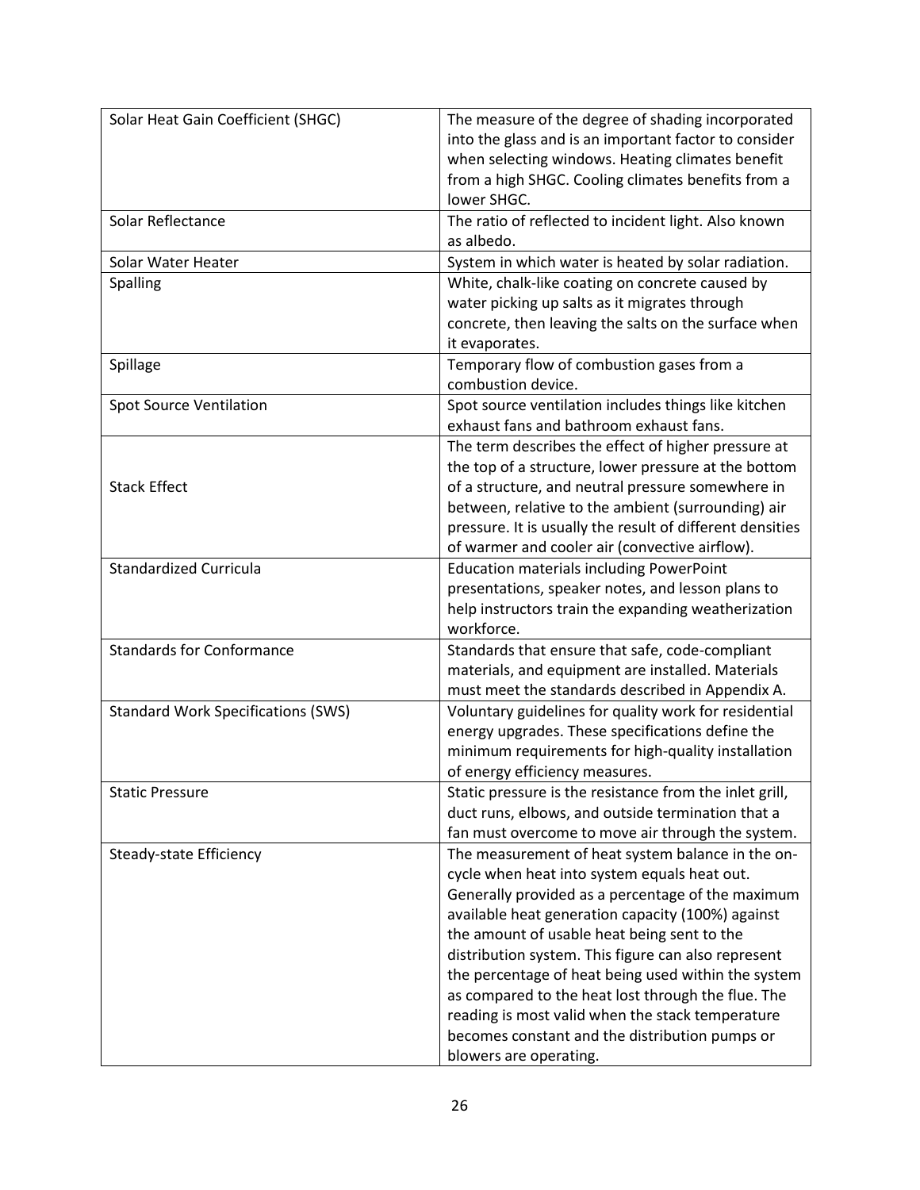| | |
|---|---|
| Solar Heat Gain Coefficient (SHGC) | The measure of the degree of shading incorporated into the glass and is an important factor to consider when selecting windows. Heating climates benefit from a high SHGC. Cooling climates benefits from a lower SHGC. |
| Solar Reflectance | The ratio of reflected to incident light. Also known as albedo. |
| Solar Water Heater | System in which water is heated by solar radiation. |
| Spalling | White, chalk-like coating on concrete caused by water picking up salts as it migrates through concrete, then leaving the salts on the surface when it evaporates. |
| Spillage | Temporary flow of combustion gases from a combustion device. |
| Spot Source Ventilation | Spot source ventilation includes things like kitchen exhaust fans and bathroom exhaust fans. |
| Stack Effect | The term describes the effect of higher pressure at the top of a structure, lower pressure at the bottom of a structure, and neutral pressure somewhere in between, relative to the ambient (surrounding) air pressure. It is usually the result of different densities of warmer and cooler air (convective airflow). |
| Standardized Curricula | Education materials including PowerPoint presentations, speaker notes, and lesson plans to help instructors train the expanding weatherization workforce. |
| Standards for Conformance | Standards that ensure that safe, code-compliant materials, and equipment are installed. Materials must meet the standards described in Appendix A. |
| Standard Work Specifications (SWS) | Voluntary guidelines for quality work for residential energy upgrades. These specifications define the minimum requirements for high-quality installation of energy efficiency measures. |
| Static Pressure | Static pressure is the resistance from the inlet grill, duct runs, elbows, and outside termination that a fan must overcome to move air through the system. |
| Steady-state Efficiency | The measurement of heat system balance in the on-cycle when heat into system equals heat out. Generally provided as a percentage of the maximum available heat generation capacity (100%) against the amount of usable heat being sent to the distribution system. This figure can also represent the percentage of heat being used within the system as compared to the heat lost through the flue. The reading is most valid when the stack temperature becomes constant and the distribution pumps or blowers are operating. |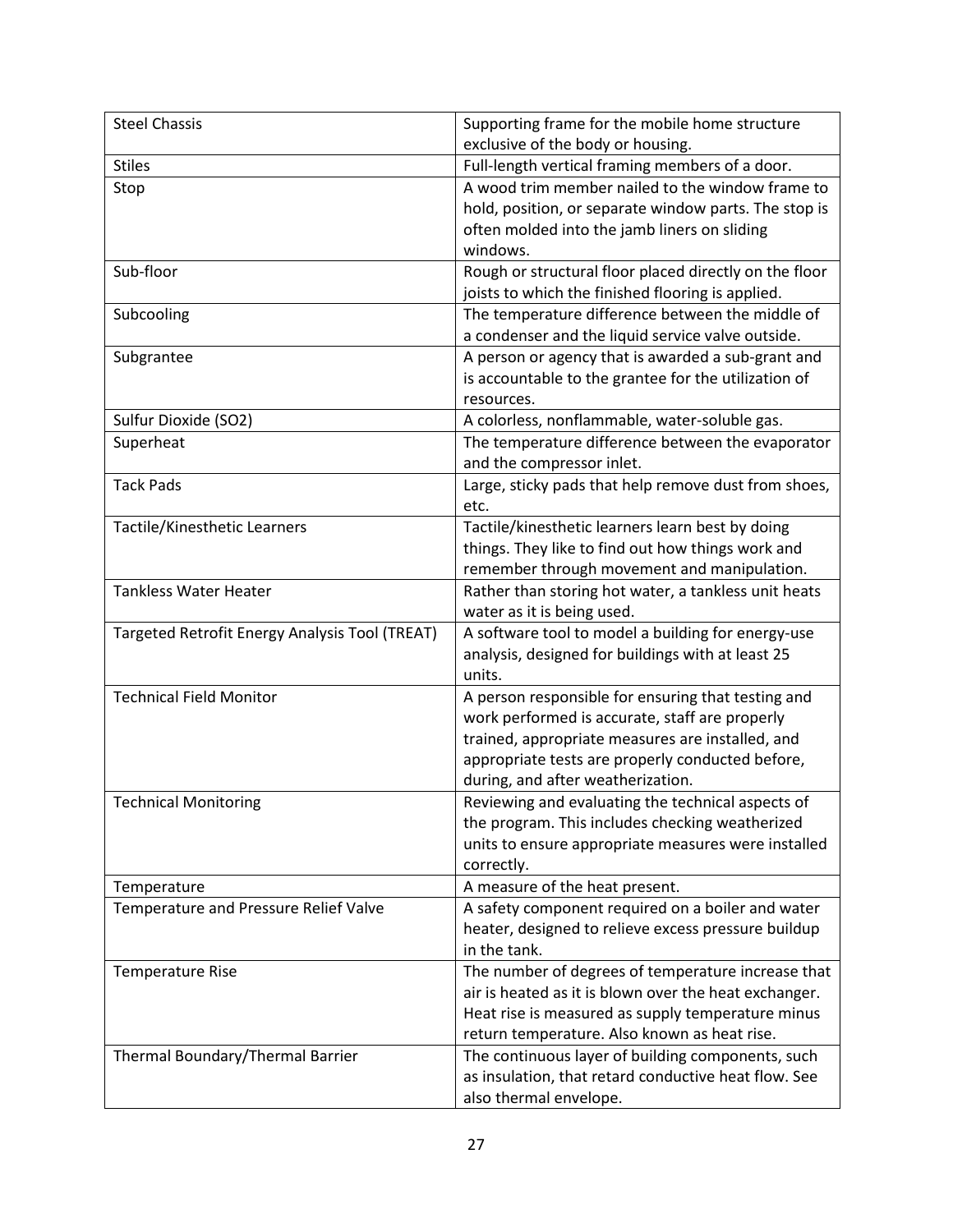| Steel Chassis | Supporting frame for the mobile home structure exclusive of the body or housing. |
|---|---|
| Stiles | Full-length vertical framing members of a door. |
| Stop | A wood trim member nailed to the window frame to hold, position, or separate window parts. The stop is often molded into the jamb liners on sliding windows. |
| Sub-floor | Rough or structural floor placed directly on the floor joists to which the finished flooring is applied. |
| Subcooling | The temperature difference between the middle of a condenser and the liquid service valve outside. |
| Subgrantee | A person or agency that is awarded a sub-grant and is accountable to the grantee for the utilization of resources. |
| Sulfur Dioxide ($SO_2$) | A colorless, nonflammable, water-soluble gas. |
| Superheat | The temperature difference between the evaporator and the compressor inlet. |
| Tack Pads | Large, sticky pads that help remove dust from shoes, etc. |
| Tactile/Kinesthetic Learners | Tactile/kinesthetic learners learn best by doing things. They like to find out how things work and remember through movement and manipulation. |
| Tankless Water Heater | Rather than storing hot water, a tankless unit heats water as it is being used. |
| Targeted Retrofit Energy Analysis Tool (TREAT) | A software tool to model a building for energy-use analysis, designed for buildings with at least 25 units. |
| Technical Field Monitor | A person responsible for ensuring that testing and work performed is accurate, staff are properly trained, appropriate measures are installed, and appropriate tests are properly conducted before, during, and after weatherization. |
| Technical Monitoring | Reviewing and evaluating the technical aspects of the program. This includes checking weatherized units to ensure appropriate measures were installed correctly. |
| Temperature | A measure of the heat present. |
| Temperature and Pressure Relief Valve | A safety component required on a boiler and water heater, designed to relieve excess pressure buildup in the tank. |
| Temperature Rise | The number of degrees of temperature increase that air is heated as it is blown over the heat exchanger. Heat rise is measured as supply temperature minus return temperature. Also known as heat rise. |
| Thermal Boundary/Thermal Barrier | The continuous layer of building components, such as insulation, that retard conductive heat flow. See also thermal envelope. |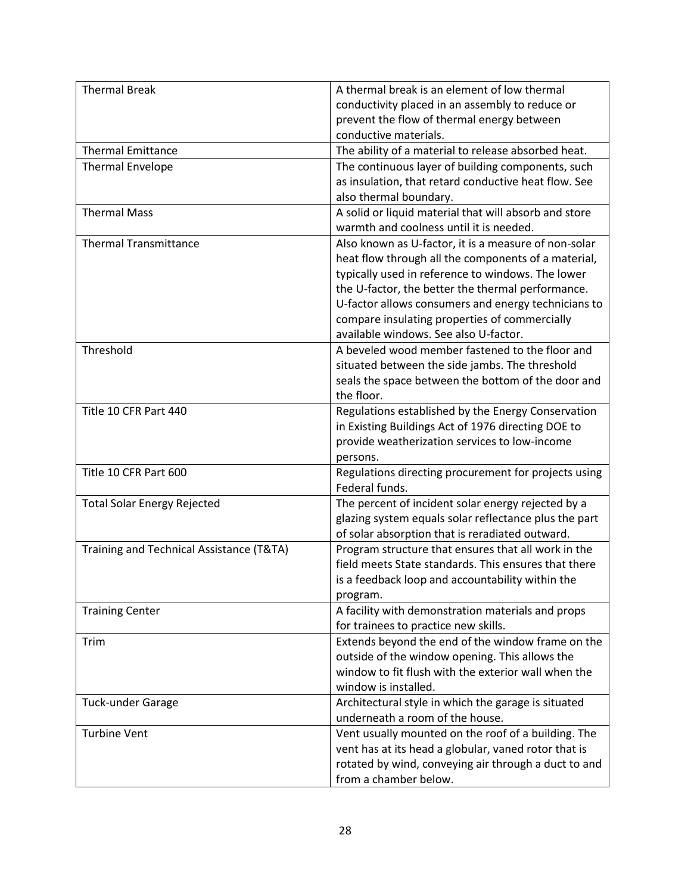| Thermal Break | A thermal break is an element of low thermal conductivity placed in an assembly to reduce or prevent the flow of thermal energy between conductive materials. |
|---|---|
| Thermal Emittance | The ability of a material to release absorbed heat. |
| Thermal Envelope | The continuous layer of building components, such as insulation, that retard conductive heat flow. See also thermal boundary. |
| Thermal Mass | A solid or liquid material that will absorb and store warmth and coolness until it is needed. |
| Thermal Transmittance | Also known as U-factor, it is a measure of non-solar heat flow through all the components of a material, typically used in reference to windows. The lower the U-factor, the better the thermal performance. U-factor allows consumers and energy technicians to compare insulating properties of commercially available windows. See also U-factor. |
| Threshold | A beveled wood member fastened to the floor and situated between the side jambs. The threshold seals the space between the bottom of the door and the floor. |
| Title 10 CFR Part 440 | Regulations established by the Energy Conservation in Existing Buildings Act of 1976 directing DOE to provide weatherization services to low-income persons. |
| Title 10 CFR Part 600 | Regulations directing procurement for projects using Federal funds. |
| Total Solar Energy Rejected | The percent of incident solar energy rejected by a glazing system equals solar reflectance plus the part of solar absorption that is reradiated outward. |
| Training and Technical Assistance (T&TA) | Program structure that ensures that all work in the field meets State standards. This ensures that there is a feedback loop and accountability within the program. |
| Training Center | A facility with demonstration materials and props for trainees to practice new skills. |
| Trim | Extends beyond the end of the window frame on the outside of the window opening. This allows the window to fit flush with the exterior wall when the window is installed. |
| Tuck-under Garage | Architectural style in which the garage is situated underneath a room of the house. |
| Turbine Vent | Vent usually mounted on the roof of a building. The vent has at its head a globular, vaned rotor that is rotated by wind, conveying air through a duct to and from a chamber below. |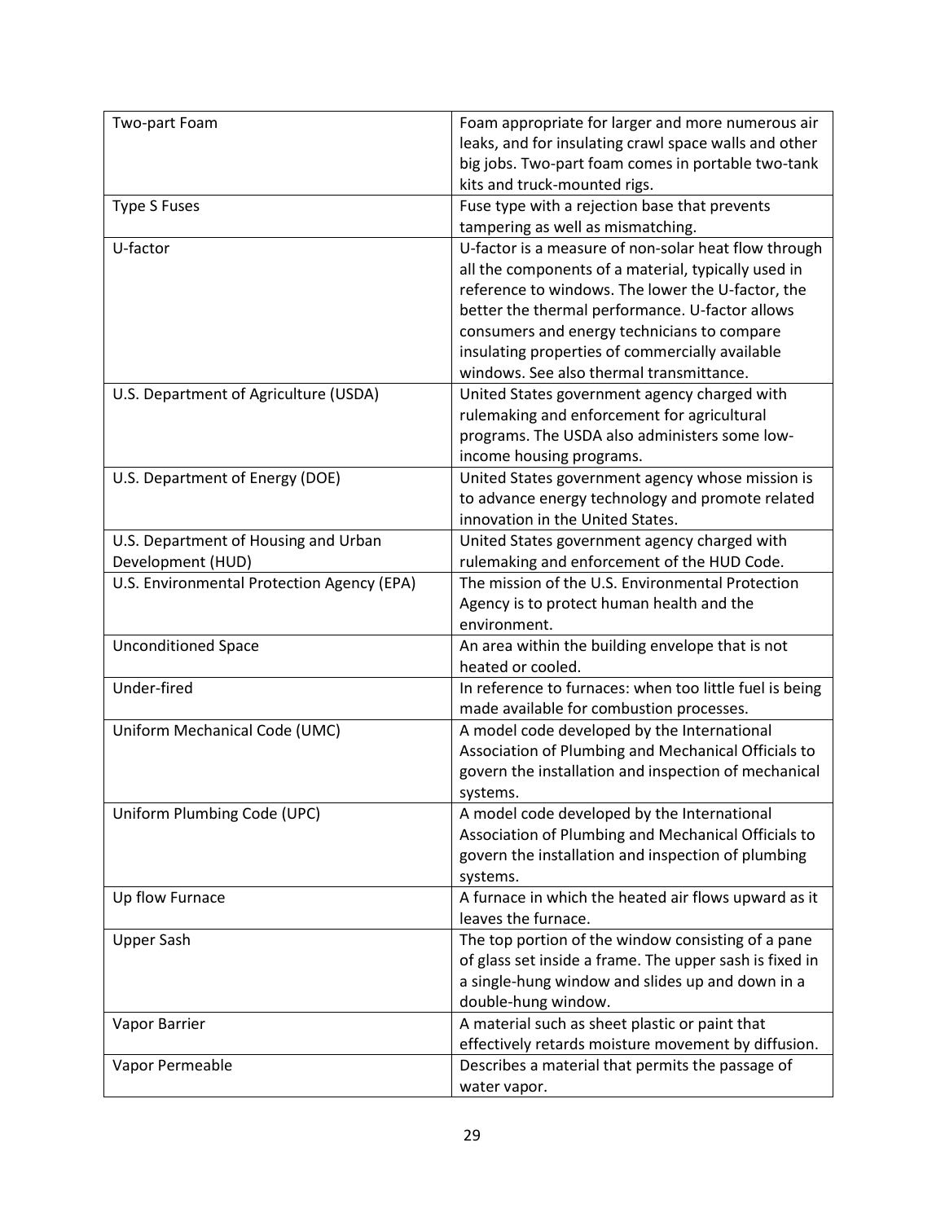| | |
|---|---|
| Two-part Foam | Foam appropriate for larger and more numerous air leaks, and for insulating crawl space walls and other big jobs. Two-part foam comes in portable two-tank kits and truck-mounted rigs. |
| Type S Fuses | Fuse type with a rejection base that prevents tampering as well as mismatching. |
| U-factor | U-factor is a measure of non-solar heat flow through all the components of a material, typically used in reference to windows. The lower the U-factor, the better the thermal performance. U-factor allows consumers and energy technicians to compare insulating properties of commercially available windows. See also thermal transmittance. |
| U.S. Department of Agriculture (USDA) | United States government agency charged with rulemaking and enforcement for agricultural programs. The USDA also administers some low-income housing programs. |
| U.S. Department of Energy (DOE) | United States government agency whose mission is to advance energy technology and promote related innovation in the United States. |
| U.S. Department of Housing and Urban Development (HUD) | United States government agency charged with rulemaking and enforcement of the HUD Code. |
| U.S. Environmental Protection Agency (EPA) | The mission of the U.S. Environmental Protection Agency is to protect human health and the environment. |
| Unconditioned Space | An area within the building envelope that is not heated or cooled. |
| Under-fired | In reference to furnaces: when too little fuel is being made available for combustion processes. |
| Uniform Mechanical Code (UMC) | A model code developed by the International Association of Plumbing and Mechanical Officials to govern the installation and inspection of mechanical systems. |
| Uniform Plumbing Code (UPC) | A model code developed by the International Association of Plumbing and Mechanical Officials to govern the installation and inspection of plumbing systems. |
| Up flow Furnace | A furnace in which the heated air flows upward as it leaves the furnace. |
| Upper Sash | The top portion of the window consisting of a pane of glass set inside a frame. The upper sash is fixed in a single-hung window and slides up and down in a double-hung window. |
| Vapor Barrier | A material such as sheet plastic or paint that effectively retards moisture movement by diffusion. |
| Vapor Permeable | Describes a material that permits the passage of water vapor. |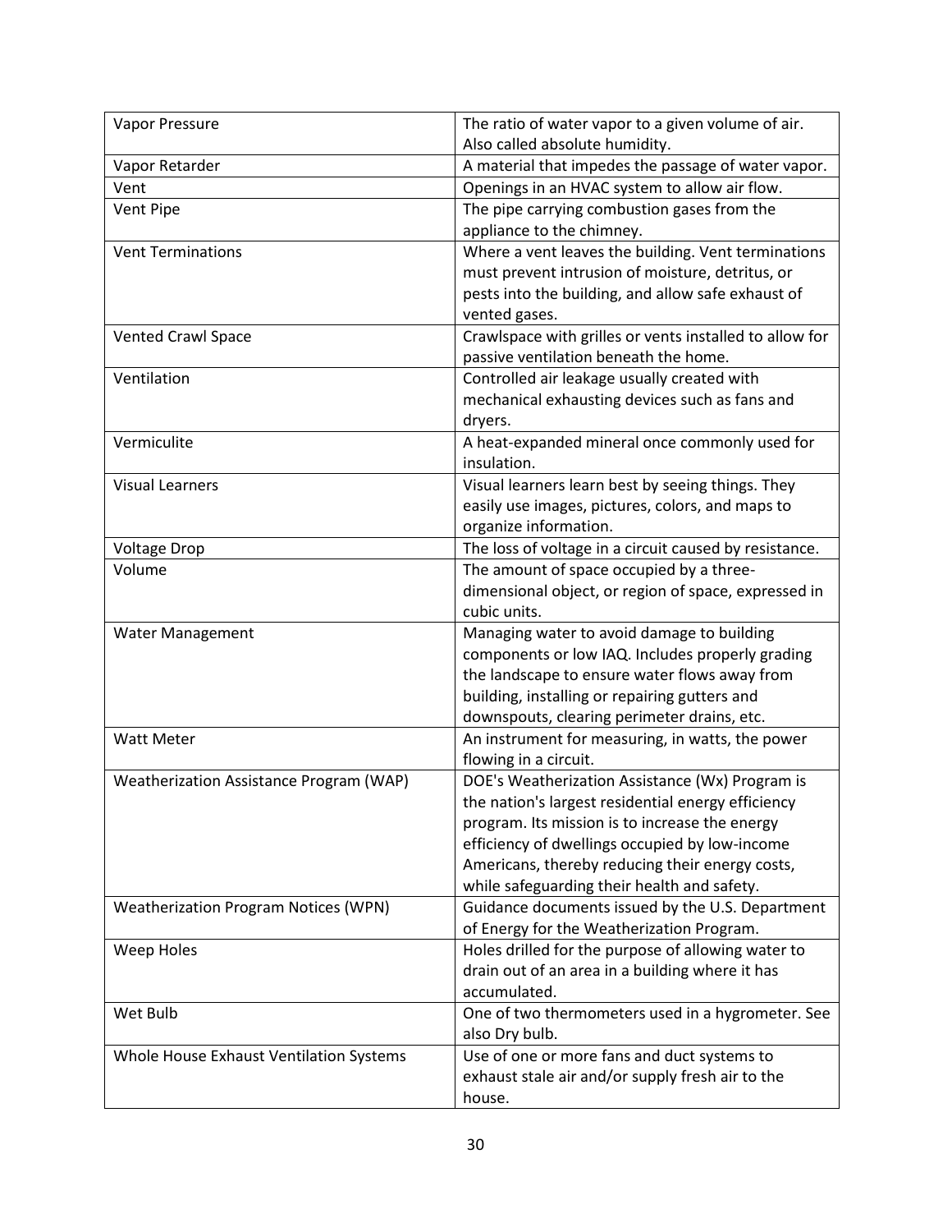| Vapor Pressure | The ratio of water vapor to a given volume of air. Also called absolute humidity. |
|---|---|
| Vapor Retarder | A material that impedes the passage of water vapor. |
| Vent | Openings in an HVAC system to allow air flow. |
| Vent Pipe | The pipe carrying combustion gases from the appliance to the chimney. |
| Vent Terminations | Where a vent leaves the building. Vent terminations must prevent intrusion of moisture, detritus, or pests into the building, and allow safe exhaust of vented gases. |
| Vented Crawl Space | Crawlspace with grilles or vents installed to allow for passive ventilation beneath the home. |
| Ventilation | Controlled air leakage usually created with mechanical exhausting devices such as fans and dryers. |
| Vermiculite | A heat-expanded mineral once commonly used for insulation. |
| Visual Learners | Visual learners learn best by seeing things. They easily use images, pictures, colors, and maps to organize information. |
| Voltage Drop | The loss of voltage in a circuit caused by resistance. |
| Volume | The amount of space occupied by a three-dimensional object, or region of space, expressed in cubic units. |
| Water Management | Managing water to avoid damage to building components or low IAQ. Includes properly grading the landscape to ensure water flows away from building, installing or repairing gutters and downspouts, clearing perimeter drains, etc. |
| Watt Meter | An instrument for measuring, in watts, the power flowing in a circuit. |
| Weatherization Assistance Program (WAP) | DOE's Weatherization Assistance (Wx) Program is the nation's largest residential energy efficiency program. Its mission is to increase the energy efficiency of dwellings occupied by low-income Americans, thereby reducing their energy costs, while safeguarding their health and safety. |
| Weatherization Program Notices (WPN) | Guidance documents issued by the U.S. Department of Energy for the Weatherization Program. |
| Weep Holes | Holes drilled for the purpose of allowing water to drain out of an area in a building where it has accumulated. |
| Wet Bulb | One of two thermometers used in a hygrometer. See also Dry bulb. |
| Whole House Exhaust Ventilation Systems | Use of one or more fans and duct systems to exhaust stale air and/or supply fresh air to the house. |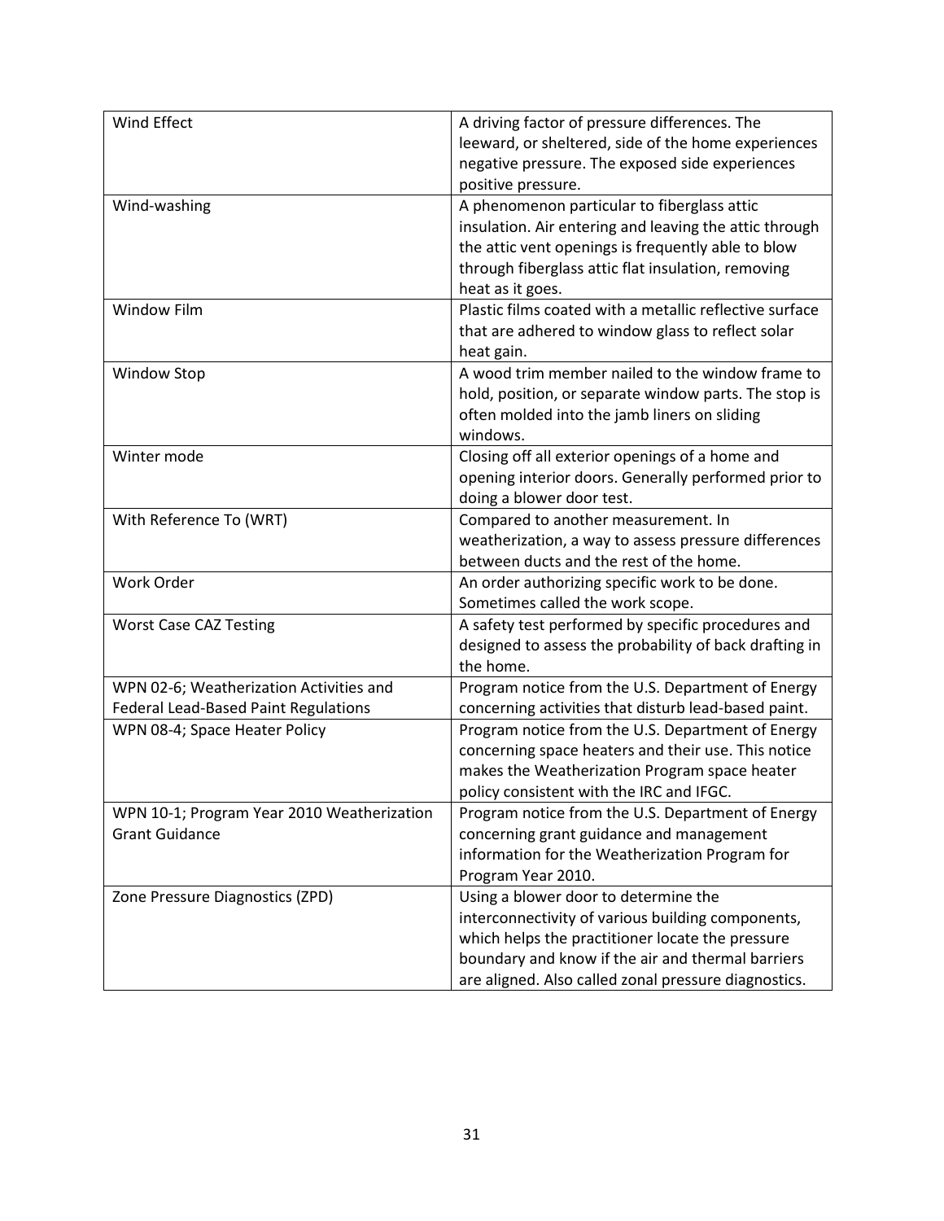| | |
|---|---|
| Wind Effect | A driving factor of pressure differences. The leeward, or sheltered, side of the home experiences negative pressure. The exposed side experiences positive pressure. |
| Wind-washing | A phenomenon particular to fiberglass attic insulation. Air entering and leaving the attic through the attic vent openings is frequently able to blow through fiberglass attic flat insulation, removing heat as it goes. |
| Window Film | Plastic films coated with a metallic reflective surface that are adhered to window glass to reflect solar heat gain. |
| Window Stop | A wood trim member nailed to the window frame to hold, position, or separate window parts. The stop is often molded into the jamb liners on sliding windows. |
| Winter mode | Closing off all exterior openings of a home and opening interior doors. Generally performed prior to doing a blower door test. |
| With Reference To (WRT) | Compared to another measurement. In weatherization, a way to assess pressure differences between ducts and the rest of the home. |
| Work Order | An order authorizing specific work to be done. Sometimes called the work scope. |
| Worst Case CAZ Testing | A safety test performed by specific procedures and designed to assess the probability of back drafting in the home. |
| WPN 02-6; Weatherization Activities and Federal Lead-Based Paint Regulations | Program notice from the U.S. Department of Energy concerning activities that disturb lead-based paint. |
| WPN 08-4; Space Heater Policy | Program notice from the U.S. Department of Energy concerning space heaters and their use. This notice makes the Weatherization Program space heater policy consistent with the IRC and IFGC. |
| WPN 10-1; Program Year 2010 Weatherization Grant Guidance | Program notice from the U.S. Department of Energy concerning grant guidance and management information for the Weatherization Program for Program Year 2010. |
| Zone Pressure Diagnostics (ZPD) | Using a blower door to determine the interconnectivity of various building components, which helps the practitioner locate the pressure boundary and know if the air and thermal barriers are aligned. Also called zonal pressure diagnostics. |